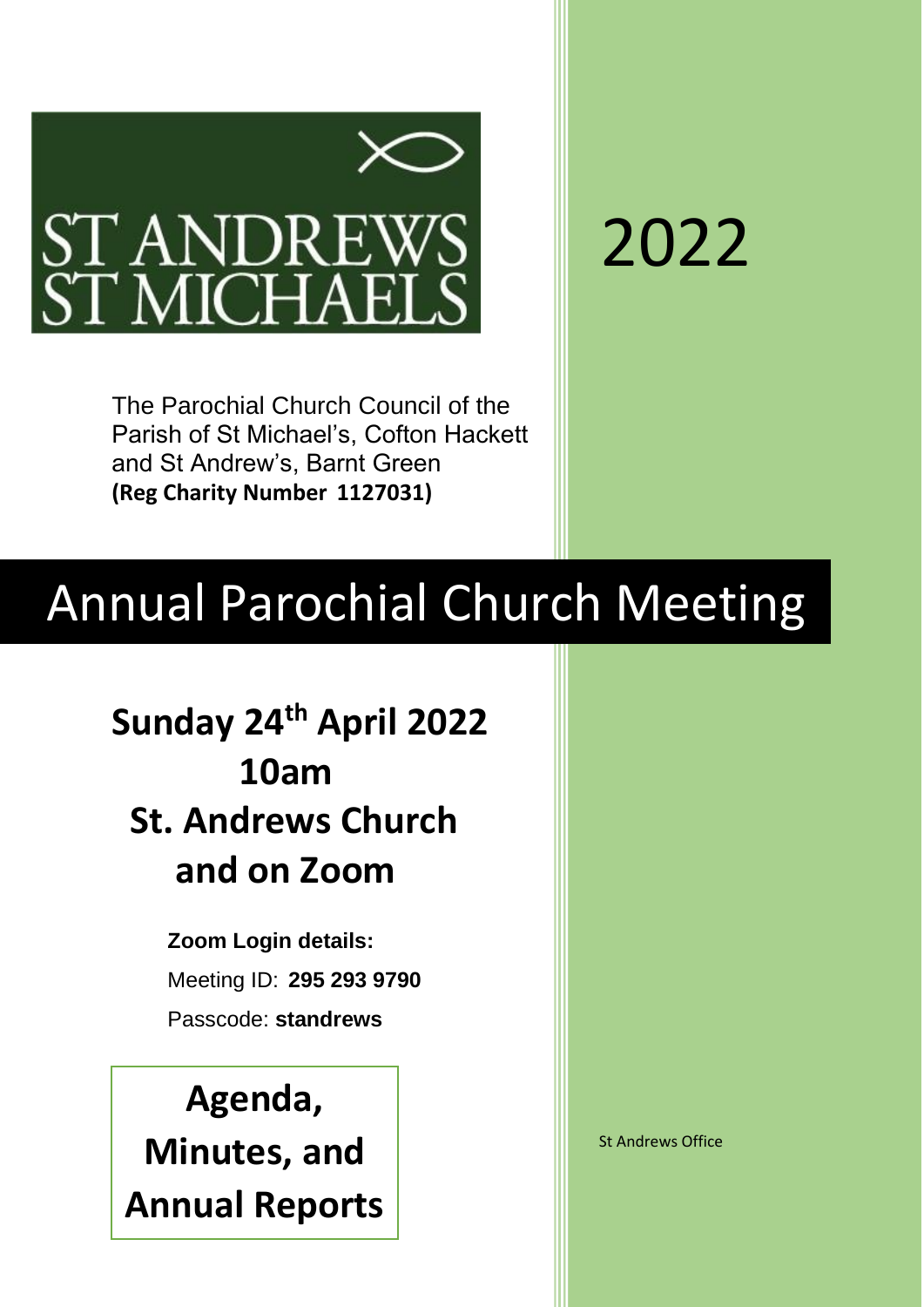ST ANDREWS
ST MICHAELS

# 2022

The Parochial Church Council of the Parish of St Michael's, Cofton Hackett and St Andrew's, Barnt Green
**(Reg Charity Number 1127031)**

# Annual Parochial Church Meeting

## Sunday 24th April 2022
## 10am
## St. Andrews Church
## and on Zoom

**Zoom Login details:**

Meeting ID: **295 293 9790**

Passcode: **standrews**

**Agenda, Minutes, and Annual Reports**

St Andrews Office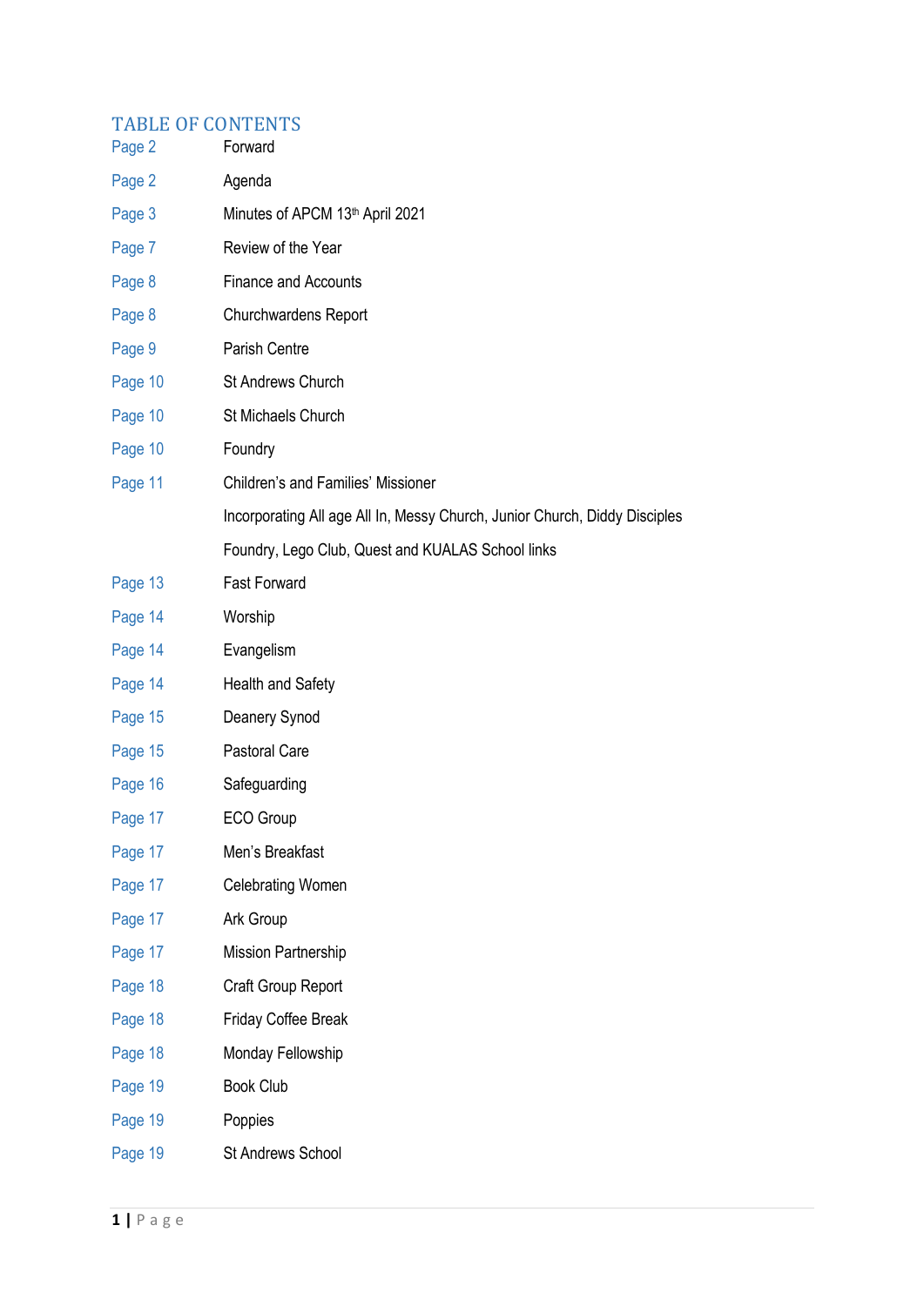# TABLE OF CONTENTS

| | |
|---|---|
| Page 2 | Forward |
| Page 2 | Agenda |
| Page 3 | Minutes of APCM 13th April 2021 |
| Page 7 | Review of the Year |
| Page 8 | Finance and Accounts |
| Page 8 | Churchwardens Report |
| Page 9 | Parish Centre |
| Page 10 | St Andrews Church |
| Page 10 | St Michaels Church |
| Page 10 | Foundry |
| Page 11 | Children's and Families' Missioner |
| | Incorporating All age All In, Messy Church, Junior Church, Diddy Disciples |
| | Foundry, Lego Club, Quest and KUALAS School links |
| Page 13 | Fast Forward |
| Page 14 | Worship |
| Page 14 | Evangelism |
| Page 14 | Health and Safety |
| Page 15 | Deanery Synod |
| Page 15 | Pastoral Care |
| Page 16 | Safeguarding |
| Page 17 | ECO Group |
| Page 17 | Men's Breakfast |
| Page 17 | Celebrating Women |
| Page 17 | Ark Group |
| Page 17 | Mission Partnership |
| Page 18 | Craft Group Report |
| Page 18 | Friday Coffee Break |
| Page 18 | Monday Fellowship |
| Page 19 | Book Club |
| Page 19 | Poppies |
| Page 19 | St Andrews School |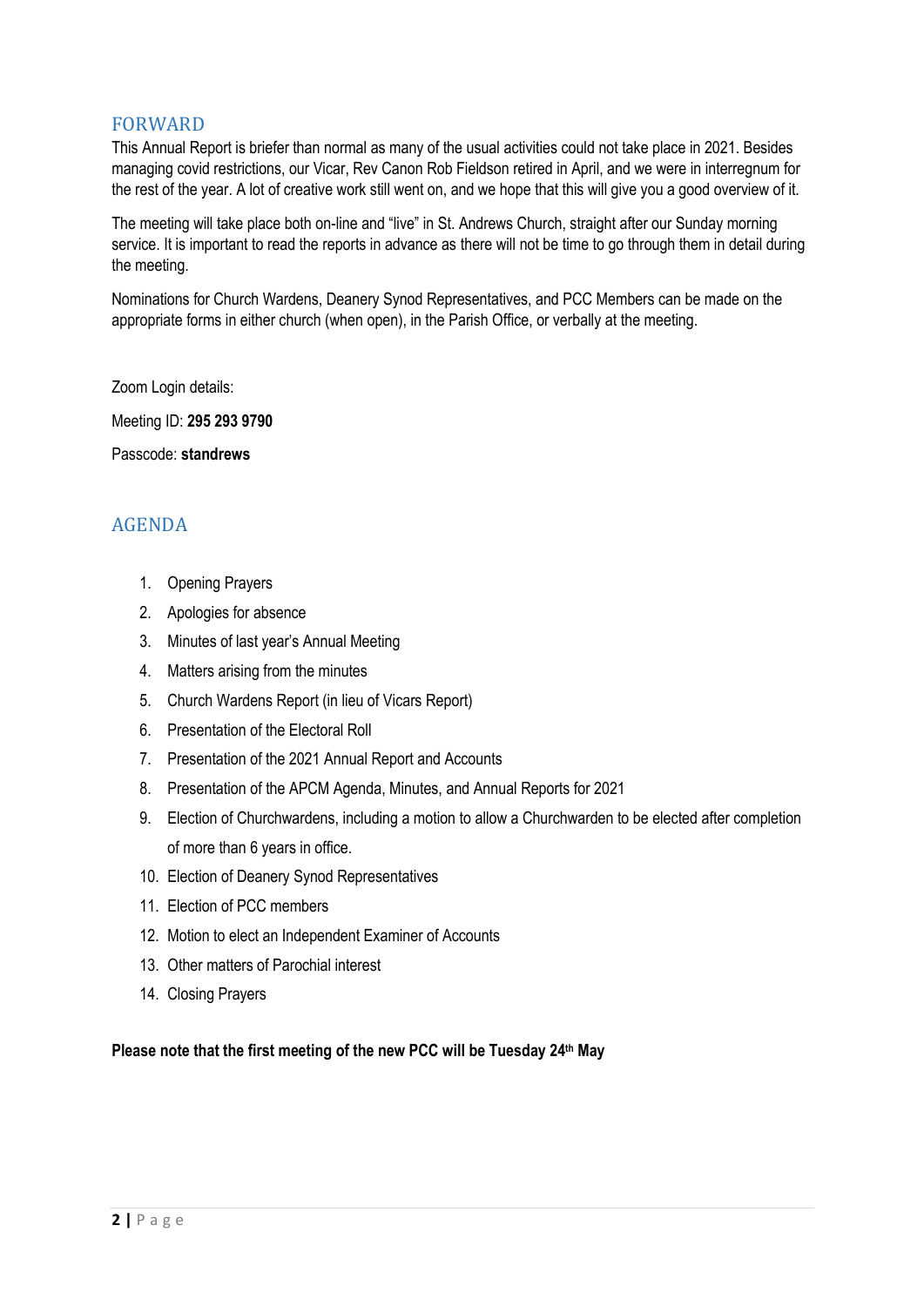## FORWARD

This Annual Report is briefer than normal as many of the usual activities could not take place in 2021. Besides managing covid restrictions, our Vicar, Rev Canon Rob Fieldson retired in April, and we were in interregnum for the rest of the year. A lot of creative work still went on, and we hope that this will give you a good overview of it.

The meeting will take place both on-line and "live" in St. Andrews Church, straight after our Sunday morning service. It is important to read the reports in advance as there will not be time to go through them in detail during the meeting.

Nominations for Church Wardens, Deanery Synod Representatives, and PCC Members can be made on the appropriate forms in either church (when open), in the Parish Office, or verbally at the meeting.

Zoom Login details:

Meeting ID: **295 293 9790**

Passcode: **standrews**

## AGENDA

1. Opening Prayers
2. Apologies for absence
3. Minutes of last year's Annual Meeting
4. Matters arising from the minutes
5. Church Wardens Report (in lieu of Vicars Report)
6. Presentation of the Electoral Roll
7. Presentation of the 2021 Annual Report and Accounts
8. Presentation of the APCM Agenda, Minutes, and Annual Reports for 2021
9. Election of Churchwardens, including a motion to allow a Churchwarden to be elected after completion of more than 6 years in office.
10. Election of Deanery Synod Representatives
11. Election of PCC members
12. Motion to elect an Independent Examiner of Accounts
13. Other matters of Parochial interest
14. Closing Prayers

**Please note that the first meeting of the new PCC will be Tuesday 24th May**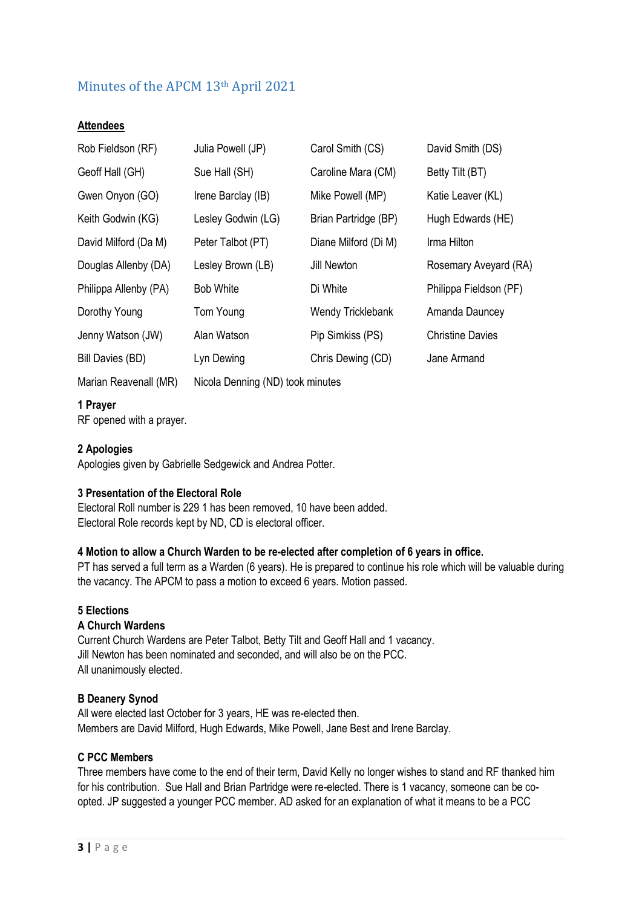## Minutes of the APCM 13th April 2021

**Attendees**

| | | | |
|---|---|---|---|
| Rob Fieldson (RF) | Julia Powell (JP) | Carol Smith (CS) | David Smith (DS) |
| Geoff Hall (GH) | Sue Hall (SH) | Caroline Mara (CM) | Betty Tilt (BT) |
| Gwen Onyon (GO) | Irene Barclay (IB) | Mike Powell (MP) | Katie Leaver (KL) |
| Keith Godwin (KG) | Lesley Godwin (LG) | Brian Partridge (BP) | Hugh Edwards (HE) |
| David Milford (Da M) | Peter Talbot (PT) | Diane Milford (Di M) | Irma Hilton |
| Douglas Allenby (DA) | Lesley Brown (LB) | Jill Newton | Rosemary Aveyard (RA) |
| Philippa Allenby (PA) | Bob White | Di White | Philippa Fieldson (PF) |
| Dorothy Young | Tom Young | Wendy Tricklebank | Amanda Dauncey |
| Jenny Watson (JW) | Alan Watson | Pip Simkiss (PS) | Christine Davies |
| Bill Davies (BD) | Lyn Dewing | Chris Dewing (CD) | Jane Armand |
| Marian Reavenall (MR) | Nicola Denning (ND) took minutes | | |

**1 Prayer**
RF opened with a prayer.

**2 Apologies**
Apologies given by Gabrielle Sedgewick and Andrea Potter.

**3 Presentation of the Electoral Role**
Electoral Roll number is 229 1 has been removed, 10 have been added.
Electoral Role records kept by ND, CD is electoral officer.

**4 Motion to allow a Church Warden to be re-elected after completion of 6 years in office.**
PT has served a full term as a Warden (6 years). He is prepared to continue his role which will be valuable during the vacancy. The APCM to pass a motion to exceed 6 years. Motion passed.

**5 Elections**
**A Church Wardens**
Current Church Wardens are Peter Talbot, Betty Tilt and Geoff Hall and 1 vacancy.
Jill Newton has been nominated and seconded, and will also be on the PCC.
All unanimously elected.

**B Deanery Synod**
All were elected last October for 3 years, HE was re-elected then.
Members are David Milford, Hugh Edwards, Mike Powell, Jane Best and Irene Barclay.

**C PCC Members**
Three members have come to the end of their term, David Kelly no longer wishes to stand and RF thanked him for his contribution. Sue Hall and Brian Partridge were re-elected. There is 1 vacancy, someone can be co-opted. JP suggested a younger PCC member. AD asked for an explanation of what it means to be a PCC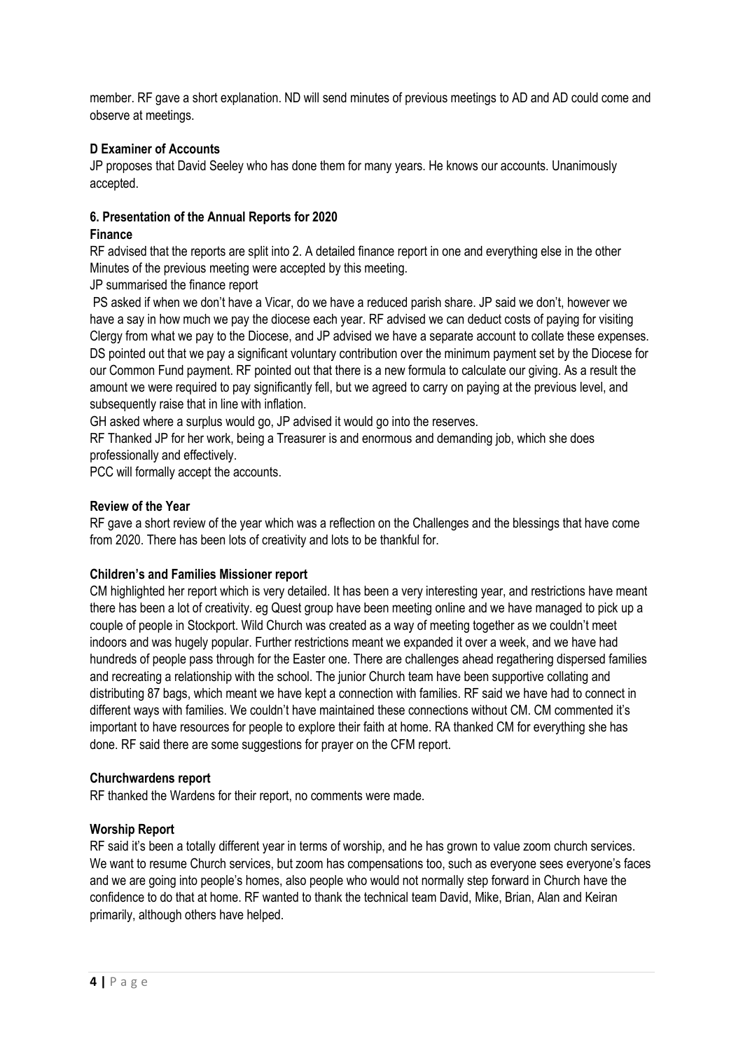member. RF gave a short explanation. ND will send minutes of previous meetings to AD and AD could come and observe at meetings.

**D Examiner of Accounts**

JP proposes that David Seeley who has done them for many years. He knows our accounts. Unanimously accepted.

**6. Presentation of the Annual Reports for 2020**

**Finance**

RF advised that the reports are split into 2. A detailed finance report in one and everything else in the other Minutes of the previous meeting were accepted by this meeting.

JP summarised the finance report

PS asked if when we don't have a Vicar, do we have a reduced parish share. JP said we don't, however we have a say in how much we pay the diocese each year. RF advised we can deduct costs of paying for visiting Clergy from what we pay to the Diocese, and JP advised we have a separate account to collate these expenses. DS pointed out that we pay a significant voluntary contribution over the minimum payment set by the Diocese for our Common Fund payment. RF pointed out that there is a new formula to calculate our giving. As a result the amount we were required to pay significantly fell, but we agreed to carry on paying at the previous level, and subsequently raise that in line with inflation.

GH asked where a surplus would go, JP advised it would go into the reserves.

RF Thanked JP for her work, being a Treasurer is and enormous and demanding job, which she does professionally and effectively.

PCC will formally accept the accounts.

**Review of the Year**

RF gave a short review of the year which was a reflection on the Challenges and the blessings that have come from 2020. There has been lots of creativity and lots to be thankful for.

**Children's and Families Missioner report**

CM highlighted her report which is very detailed. It has been a very interesting year, and restrictions have meant there has been a lot of creativity. eg Quest group have been meeting online and we have managed to pick up a couple of people in Stockport. Wild Church was created as a way of meeting together as we couldn't meet indoors and was hugely popular. Further restrictions meant we expanded it over a week, and we have had hundreds of people pass through for the Easter one. There are challenges ahead regathering dispersed families and recreating a relationship with the school. The junior Church team have been supportive collating and distributing 87 bags, which meant we have kept a connection with families. RF said we have had to connect in different ways with families. We couldn't have maintained these connections without CM. CM commented it's important to have resources for people to explore their faith at home. RA thanked CM for everything she has done. RF said there are some suggestions for prayer on the CFM report.

**Churchwardens report**

RF thanked the Wardens for their report, no comments were made.

**Worship Report**

RF said it's been a totally different year in terms of worship, and he has grown to value zoom church services. We want to resume Church services, but zoom has compensations too, such as everyone sees everyone's faces and we are going into people's homes, also people who would not normally step forward in Church have the confidence to do that at home. RF wanted to thank the technical team David, Mike, Brian, Alan and Keiran primarily, although others have helped.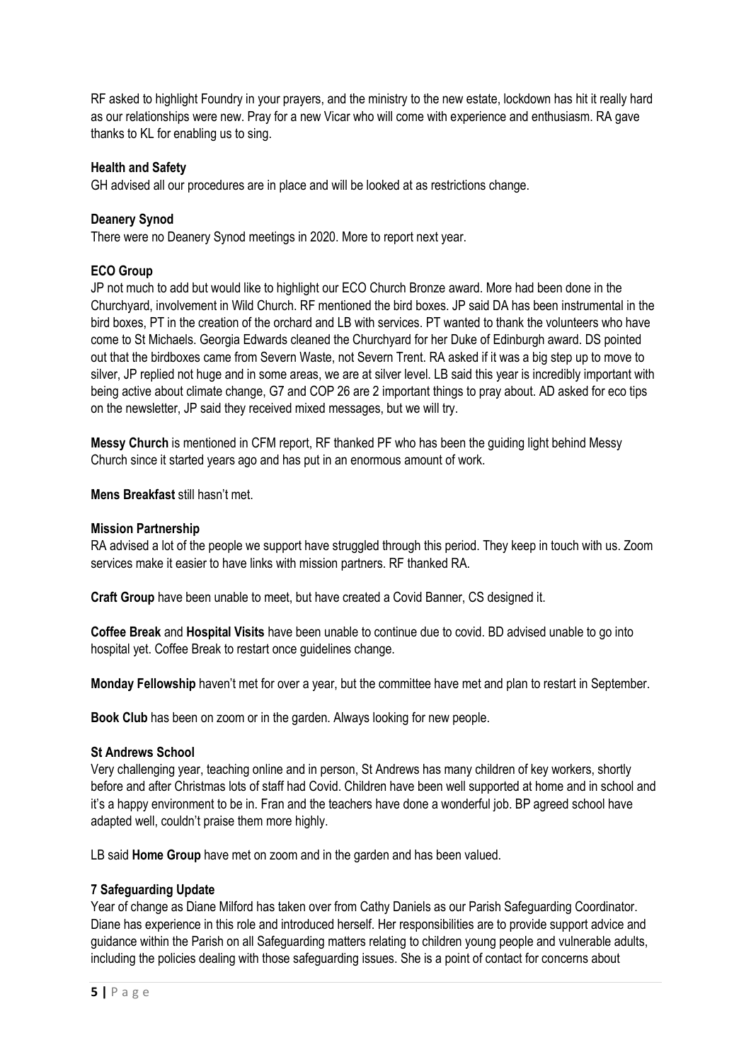RF asked to highlight Foundry in your prayers, and the ministry to the new estate, lockdown has hit it really hard as our relationships were new. Pray for a new Vicar who will come with experience and enthusiasm. RA gave thanks to KL for enabling us to sing.

**Health and Safety**

GH advised all our procedures are in place and will be looked at as restrictions change.

**Deanery Synod**

There were no Deanery Synod meetings in 2020. More to report next year.

**ECO Group**

JP not much to add but would like to highlight our ECO Church Bronze award. More had been done in the Churchyard, involvement in Wild Church. RF mentioned the bird boxes. JP said DA has been instrumental in the bird boxes, PT in the creation of the orchard and LB with services. PT wanted to thank the volunteers who have come to St Michaels. Georgia Edwards cleaned the Churchyard for her Duke of Edinburgh award. DS pointed out that the birdboxes came from Severn Waste, not Severn Trent. RA asked if it was a big step up to move to silver, JP replied not huge and in some areas, we are at silver level. LB said this year is incredibly important with being active about climate change, G7 and COP 26 are 2 important things to pray about. AD asked for eco tips on the newsletter, JP said they received mixed messages, but we will try.

**Messy Church** is mentioned in CFM report, RF thanked PF who has been the guiding light behind Messy Church since it started years ago and has put in an enormous amount of work.

**Mens Breakfast** still hasn't met.

**Mission Partnership**

RA advised a lot of the people we support have struggled through this period. They keep in touch with us. Zoom services make it easier to have links with mission partners. RF thanked RA.

**Craft Group** have been unable to meet, but have created a Covid Banner, CS designed it.

**Coffee Break** and **Hospital Visits** have been unable to continue due to covid. BD advised unable to go into hospital yet. Coffee Break to restart once guidelines change.

**Monday Fellowship** haven't met for over a year, but the committee have met and plan to restart in September.

**Book Club** has been on zoom or in the garden. Always looking for new people.

**St Andrews School**

Very challenging year, teaching online and in person, St Andrews has many children of key workers, shortly before and after Christmas lots of staff had Covid. Children have been well supported at home and in school and it's a happy environment to be in. Fran and the teachers have done a wonderful job. BP agreed school have adapted well, couldn't praise them more highly.

LB said **Home Group** have met on zoom and in the garden and has been valued.

**7 Safeguarding Update**

Year of change as Diane Milford has taken over from Cathy Daniels as our Parish Safeguarding Coordinator. Diane has experience in this role and introduced herself. Her responsibilities are to provide support advice and guidance within the Parish on all Safeguarding matters relating to children young people and vulnerable adults, including the policies dealing with those safeguarding issues. She is a point of contact for concerns about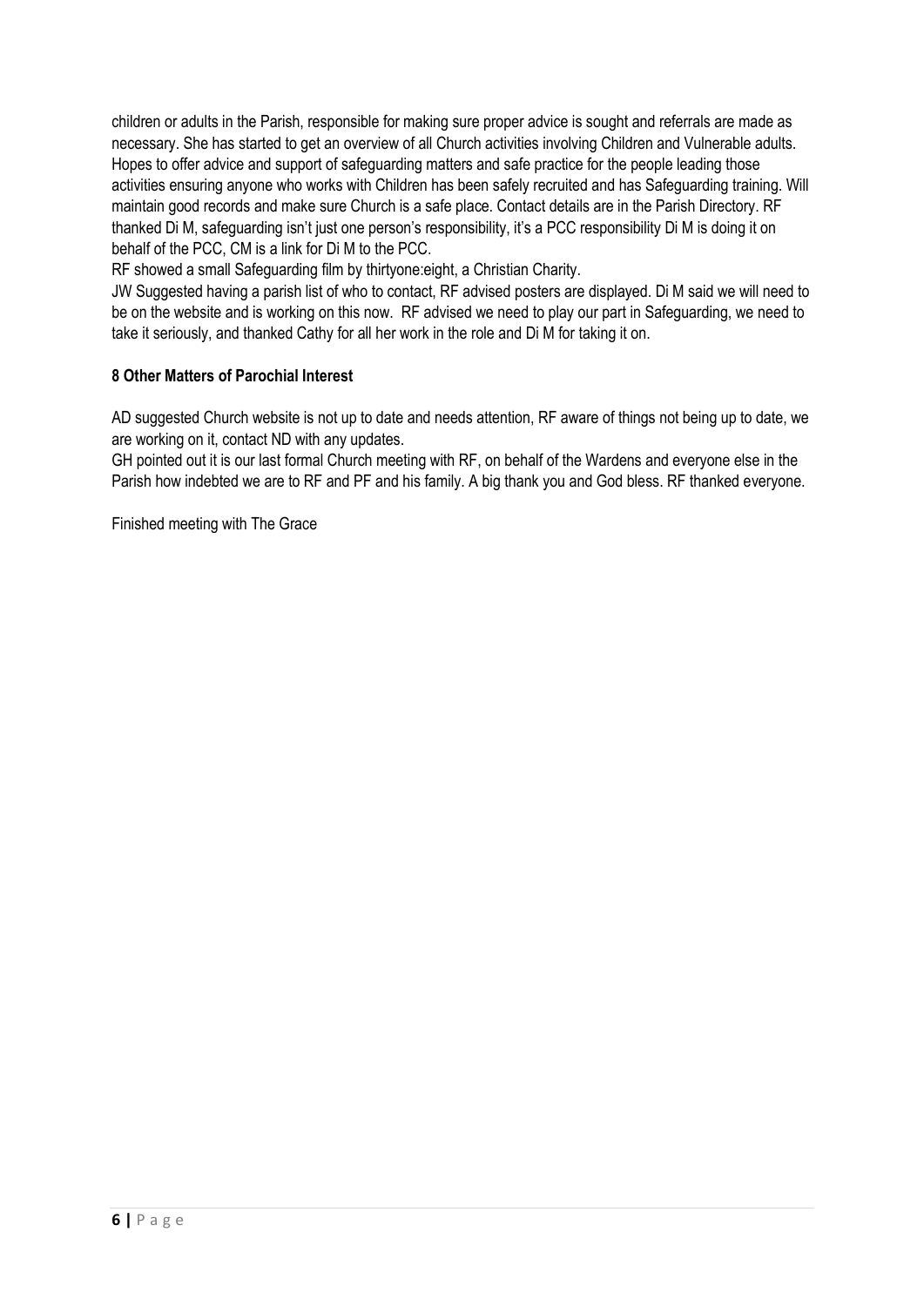children or adults in the Parish, responsible for making sure proper advice is sought and referrals are made as necessary. She has started to get an overview of all Church activities involving Children and Vulnerable adults. Hopes to offer advice and support of safeguarding matters and safe practice for the people leading those activities ensuring anyone who works with Children has been safely recruited and has Safeguarding training. Will maintain good records and make sure Church is a safe place. Contact details are in the Parish Directory. RF thanked Di M, safeguarding isn't just one person's responsibility, it's a PCC responsibility Di M is doing it on behalf of the PCC, CM is a link for Di M to the PCC.

RF showed a small Safeguarding film by thirtyone:eight, a Christian Charity.

JW Suggested having a parish list of who to contact, RF advised posters are displayed. Di M said we will need to be on the website and is working on this now. RF advised we need to play our part in Safeguarding, we need to take it seriously, and thanked Cathy for all her work in the role and Di M for taking it on.

**8 Other Matters of Parochial Interest**

AD suggested Church website is not up to date and needs attention, RF aware of things not being up to date, we are working on it, contact ND with any updates.

GH pointed out it is our last formal Church meeting with RF, on behalf of the Wardens and everyone else in the Parish how indebted we are to RF and PF and his family. A big thank you and God bless. RF thanked everyone.

Finished meeting with The Grace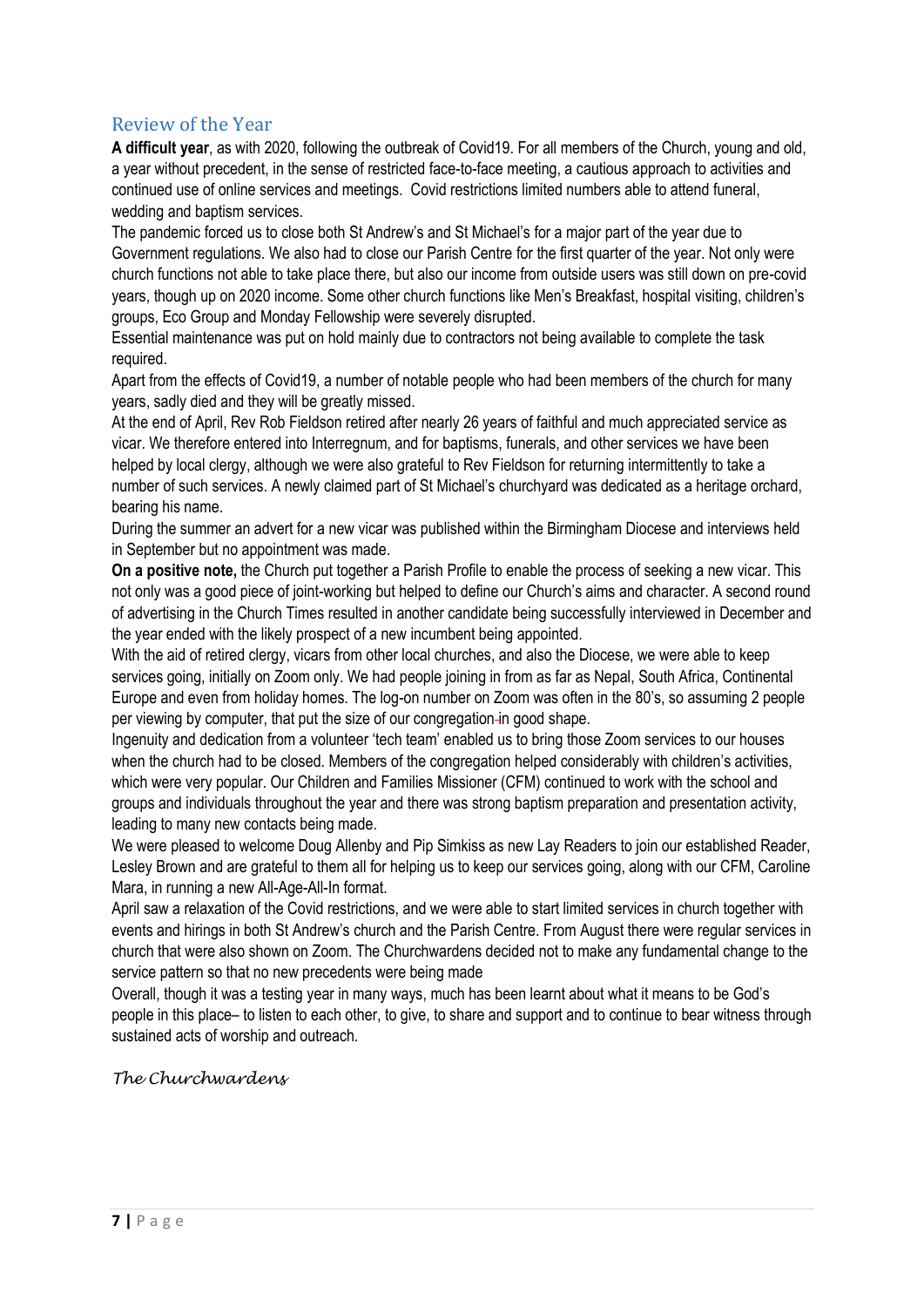## Review of the Year

**A difficult year**, as with 2020, following the outbreak of Covid19. For all members of the Church, young and old, a year without precedent, in the sense of restricted face-to-face meeting, a cautious approach to activities and continued use of online services and meetings. Covid restrictions limited numbers able to attend funeral, wedding and baptism services.

The pandemic forced us to close both St Andrew's and St Michael's for a major part of the year due to Government regulations. We also had to close our Parish Centre for the first quarter of the year. Not only were church functions not able to take place there, but also our income from outside users was still down on pre-covid years, though up on 2020 income. Some other church functions like Men's Breakfast, hospital visiting, children's groups, Eco Group and Monday Fellowship were severely disrupted.

Essential maintenance was put on hold mainly due to contractors not being available to complete the task required.

Apart from the effects of Covid19, a number of notable people who had been members of the church for many years, sadly died and they will be greatly missed.

At the end of April, Rev Rob Fieldson retired after nearly 26 years of faithful and much appreciated service as vicar. We therefore entered into Interregnum, and for baptisms, funerals, and other services we have been helped by local clergy, although we were also grateful to Rev Fieldson for returning intermittently to take a number of such services. A newly claimed part of St Michael's churchyard was dedicated as a heritage orchard, bearing his name.

During the summer an advert for a new vicar was published within the Birmingham Diocese and interviews held in September but no appointment was made.

**On a positive note,** the Church put together a Parish Profile to enable the process of seeking a new vicar. This not only was a good piece of joint-working but helped to define our Church's aims and character. A second round of advertising in the Church Times resulted in another candidate being successfully interviewed in December and the year ended with the likely prospect of a new incumbent being appointed.

With the aid of retired clergy, vicars from other local churches, and also the Diocese, we were able to keep services going, initially on Zoom only. We had people joining in from as far as Nepal, South Africa, Continental Europe and even from holiday homes. The log-on number on Zoom was often in the 80's, so assuming 2 people per viewing by computer, that put the size of our congregation in good shape.

Ingenuity and dedication from a volunteer 'tech team' enabled us to bring those Zoom services to our houses when the church had to be closed. Members of the congregation helped considerably with children's activities, which were very popular. Our Children and Families Missioner (CFM) continued to work with the school and groups and individuals throughout the year and there was strong baptism preparation and presentation activity, leading to many new contacts being made.

We were pleased to welcome Doug Allenby and Pip Simkiss as new Lay Readers to join our established Reader, Lesley Brown and are grateful to them all for helping us to keep our services going, along with our CFM, Caroline Mara, in running a new All-Age-All-In format.

April saw a relaxation of the Covid restrictions, and we were able to start limited services in church together with events and hirings in both St Andrew's church and the Parish Centre. From August there were regular services in church that were also shown on Zoom. The Churchwardens decided not to make any fundamental change to the service pattern so that no new precedents were being made

Overall, though it was a testing year in many ways, much has been learnt about what it means to be God's people in this place– to listen to each other, to give, to share and support and to continue to bear witness through sustained acts of worship and outreach.

*The Churchwardens*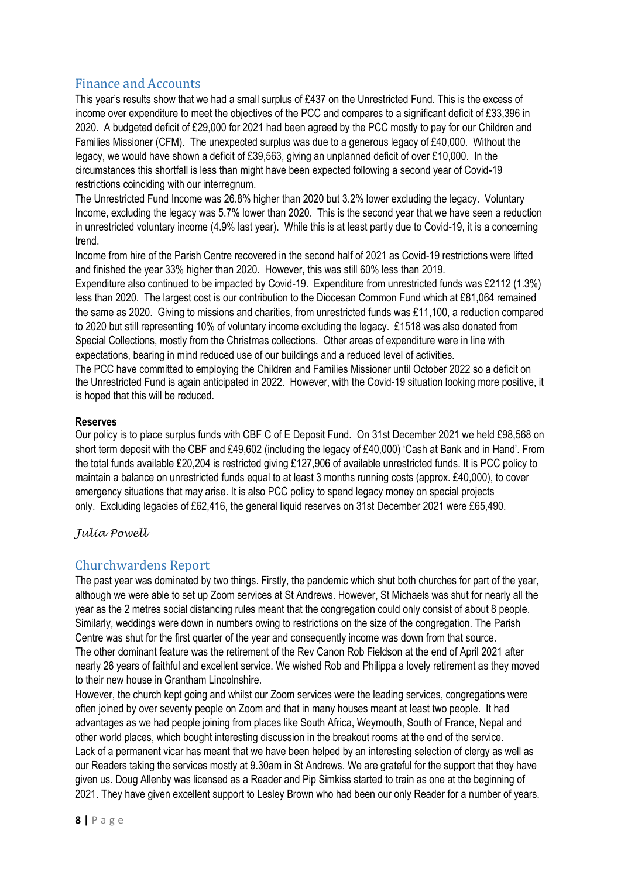## Finance and Accounts

This year's results show that we had a small surplus of £437 on the Unrestricted Fund. This is the excess of income over expenditure to meet the objectives of the PCC and compares to a significant deficit of £33,396 in 2020. A budgeted deficit of £29,000 for 2021 had been agreed by the PCC mostly to pay for our Children and Families Missioner (CFM). The unexpected surplus was due to a generous legacy of £40,000. Without the legacy, we would have shown a deficit of £39,563, giving an unplanned deficit of over £10,000. In the circumstances this shortfall is less than might have been expected following a second year of Covid-19 restrictions coinciding with our interregnum.

The Unrestricted Fund Income was 26.8% higher than 2020 but 3.2% lower excluding the legacy. Voluntary Income, excluding the legacy was 5.7% lower than 2020. This is the second year that we have seen a reduction in unrestricted voluntary income (4.9% last year). While this is at least partly due to Covid-19, it is a concerning trend.

Income from hire of the Parish Centre recovered in the second half of 2021 as Covid-19 restrictions were lifted and finished the year 33% higher than 2020. However, this was still 60% less than 2019.

Expenditure also continued to be impacted by Covid-19. Expenditure from unrestricted funds was £2112 (1.3%) less than 2020. The largest cost is our contribution to the Diocesan Common Fund which at £81,064 remained the same as 2020. Giving to missions and charities, from unrestricted funds was £11,100, a reduction compared to 2020 but still representing 10% of voluntary income excluding the legacy. £1518 was also donated from Special Collections, mostly from the Christmas collections. Other areas of expenditure were in line with expectations, bearing in mind reduced use of our buildings and a reduced level of activities.

The PCC have committed to employing the Children and Families Missioner until October 2022 so a deficit on the Unrestricted Fund is again anticipated in 2022. However, with the Covid-19 situation looking more positive, it is hoped that this will be reduced.

**Reserves**

Our policy is to place surplus funds with CBF C of E Deposit Fund. On 31st December 2021 we held £98,568 on short term deposit with the CBF and £49,602 (including the legacy of £40,000) 'Cash at Bank and in Hand'. From the total funds available £20,204 is restricted giving £127,906 of available unrestricted funds. It is PCC policy to maintain a balance on unrestricted funds equal to at least 3 months running costs (approx. £40,000), to cover emergency situations that may arise. It is also PCC policy to spend legacy money on special projects only. Excluding legacies of £62,416, the general liquid reserves on 31st December 2021 were £65,490.

*Julia Powell*

## Churchwardens Report

The past year was dominated by two things. Firstly, the pandemic which shut both churches for part of the year, although we were able to set up Zoom services at St Andrews. However, St Michaels was shut for nearly all the year as the 2 metres social distancing rules meant that the congregation could only consist of about 8 people. Similarly, weddings were down in numbers owing to restrictions on the size of the congregation. The Parish Centre was shut for the first quarter of the year and consequently income was down from that source.

The other dominant feature was the retirement of the Rev Canon Rob Fieldson at the end of April 2021 after nearly 26 years of faithful and excellent service. We wished Rob and Philippa a lovely retirement as they moved to their new house in Grantham Lincolnshire.

However, the church kept going and whilst our Zoom services were the leading services, congregations were often joined by over seventy people on Zoom and that in many houses meant at least two people. It had advantages as we had people joining from places like South Africa, Weymouth, South of France, Nepal and other world places, which bought interesting discussion in the breakout rooms at the end of the service.

Lack of a permanent vicar has meant that we have been helped by an interesting selection of clergy as well as our Readers taking the services mostly at 9.30am in St Andrews. We are grateful for the support that they have given us. Doug Allenby was licensed as a Reader and Pip Simkiss started to train as one at the beginning of 2021. They have given excellent support to Lesley Brown who had been our only Reader for a number of years.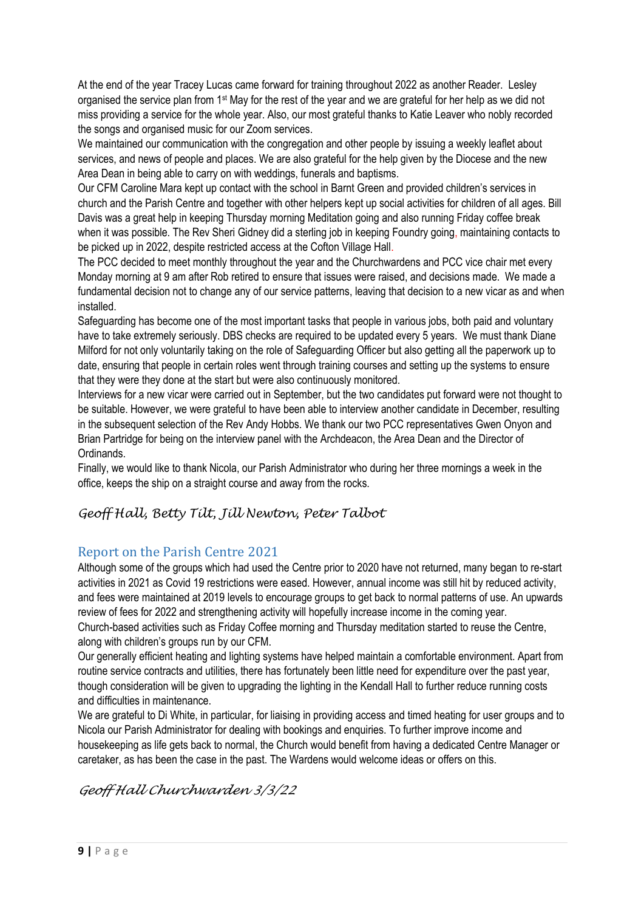At the end of the year Tracey Lucas came forward for training throughout 2022 as another Reader. Lesley organised the service plan from 1st May for the rest of the year and we are grateful for her help as we did not miss providing a service for the whole year. Also, our most grateful thanks to Katie Leaver who nobly recorded the songs and organised music for our Zoom services.

We maintained our communication with the congregation and other people by issuing a weekly leaflet about services, and news of people and places. We are also grateful for the help given by the Diocese and the new Area Dean in being able to carry on with weddings, funerals and baptisms.

Our CFM Caroline Mara kept up contact with the school in Barnt Green and provided children's services in church and the Parish Centre and together with other helpers kept up social activities for children of all ages. Bill Davis was a great help in keeping Thursday morning Meditation going and also running Friday coffee break when it was possible. The Rev Sheri Gidney did a sterling job in keeping Foundry going, maintaining contacts to be picked up in 2022, despite restricted access at the Cofton Village Hall.

The PCC decided to meet monthly throughout the year and the Churchwardens and PCC vice chair met every Monday morning at 9 am after Rob retired to ensure that issues were raised, and decisions made. We made a fundamental decision not to change any of our service patterns, leaving that decision to a new vicar as and when installed.

Safeguarding has become one of the most important tasks that people in various jobs, both paid and voluntary have to take extremely seriously. DBS checks are required to be updated every 5 years. We must thank Diane Milford for not only voluntarily taking on the role of Safeguarding Officer but also getting all the paperwork up to date, ensuring that people in certain roles went through training courses and setting up the systems to ensure that they were they done at the start but were also continuously monitored.

Interviews for a new vicar were carried out in September, but the two candidates put forward were not thought to be suitable. However, we were grateful to have been able to interview another candidate in December, resulting in the subsequent selection of the Rev Andy Hobbs. We thank our two PCC representatives Gwen Onyon and Brian Partridge for being on the interview panel with the Archdeacon, the Area Dean and the Director of Ordinands.

Finally, we would like to thank Nicola, our Parish Administrator who during her three mornings a week in the office, keeps the ship on a straight course and away from the rocks.

*Geoff Hall, Betty Tilt, Jill Newton, Peter Talbot*

## Report on the Parish Centre 2021

Although some of the groups which had used the Centre prior to 2020 have not returned, many began to re-start activities in 2021 as Covid 19 restrictions were eased. However, annual income was still hit by reduced activity, and fees were maintained at 2019 levels to encourage groups to get back to normal patterns of use. An upwards review of fees for 2022 and strengthening activity will hopefully increase income in the coming year.

Church-based activities such as Friday Coffee morning and Thursday meditation started to reuse the Centre, along with children's groups run by our CFM.

Our generally efficient heating and lighting systems have helped maintain a comfortable environment. Apart from routine service contracts and utilities, there has fortunately been little need for expenditure over the past year, though consideration will be given to upgrading the lighting in the Kendall Hall to further reduce running costs and difficulties in maintenance.

We are grateful to Di White, in particular, for liaising in providing access and timed heating for user groups and to Nicola our Parish Administrator for dealing with bookings and enquiries. To further improve income and housekeeping as life gets back to normal, the Church would benefit from having a dedicated Centre Manager or caretaker, as has been the case in the past. The Wardens would welcome ideas or offers on this.

*Geoff Hall Churchwarden 3/3/22*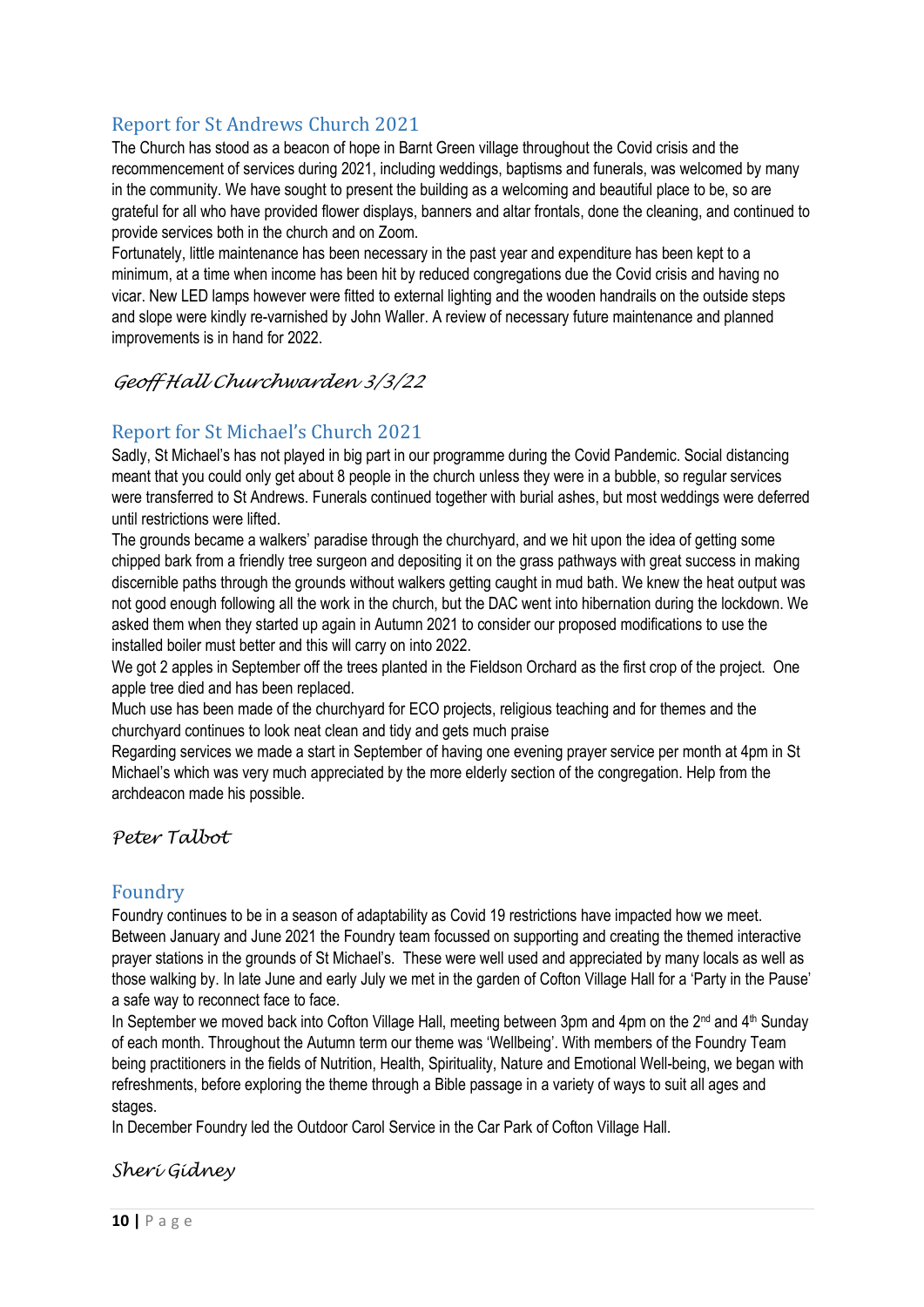## Report for St Andrews Church 2021

The Church has stood as a beacon of hope in Barnt Green village throughout the Covid crisis and the recommencement of services during 2021, including weddings, baptisms and funerals, was welcomed by many in the community. We have sought to present the building as a welcoming and beautiful place to be, so are grateful for all who have provided flower displays, banners and altar frontals, done the cleaning, and continued to provide services both in the church and on Zoom.

Fortunately, little maintenance has been necessary in the past year and expenditure has been kept to a minimum, at a time when income has been hit by reduced congregations due the Covid crisis and having no vicar. New LED lamps however were fitted to external lighting and the wooden handrails on the outside steps and slope were kindly re-varnished by John Waller. A review of necessary future maintenance and planned improvements is in hand for 2022.

*Geoff Hall Churchwarden 3/3/22*

## Report for St Michael's Church 2021

Sadly, St Michael's has not played in big part in our programme during the Covid Pandemic. Social distancing meant that you could only get about 8 people in the church unless they were in a bubble, so regular services were transferred to St Andrews. Funerals continued together with burial ashes, but most weddings were deferred until restrictions were lifted.

The grounds became a walkers' paradise through the churchyard, and we hit upon the idea of getting some chipped bark from a friendly tree surgeon and depositing it on the grass pathways with great success in making discernible paths through the grounds without walkers getting caught in mud bath. We knew the heat output was not good enough following all the work in the church, but the DAC went into hibernation during the lockdown. We asked them when they started up again in Autumn 2021 to consider our proposed modifications to use the installed boiler must better and this will carry on into 2022.

We got 2 apples in September off the trees planted in the Fieldson Orchard as the first crop of the project. One apple tree died and has been replaced.

Much use has been made of the churchyard for ECO projects, religious teaching and for themes and the churchyard continues to look neat clean and tidy and gets much praise

Regarding services we made a start in September of having one evening prayer service per month at 4pm in St Michael's which was very much appreciated by the more elderly section of the congregation. Help from the archdeacon made his possible.

*Peter Talbot*

## Foundry

Foundry continues to be in a season of adaptability as Covid 19 restrictions have impacted how we meet. Between January and June 2021 the Foundry team focussed on supporting and creating the themed interactive prayer stations in the grounds of St Michael's. These were well used and appreciated by many locals as well as those walking by. In late June and early July we met in the garden of Cofton Village Hall for a 'Party in the Pause' a safe way to reconnect face to face.

In September we moved back into Cofton Village Hall, meeting between 3pm and 4pm on the 2nd and 4th Sunday of each month. Throughout the Autumn term our theme was 'Wellbeing'. With members of the Foundry Team being practitioners in the fields of Nutrition, Health, Spirituality, Nature and Emotional Well-being, we began with refreshments, before exploring the theme through a Bible passage in a variety of ways to suit all ages and stages.

In December Foundry led the Outdoor Carol Service in the Car Park of Cofton Village Hall.

*Sheri Gidney*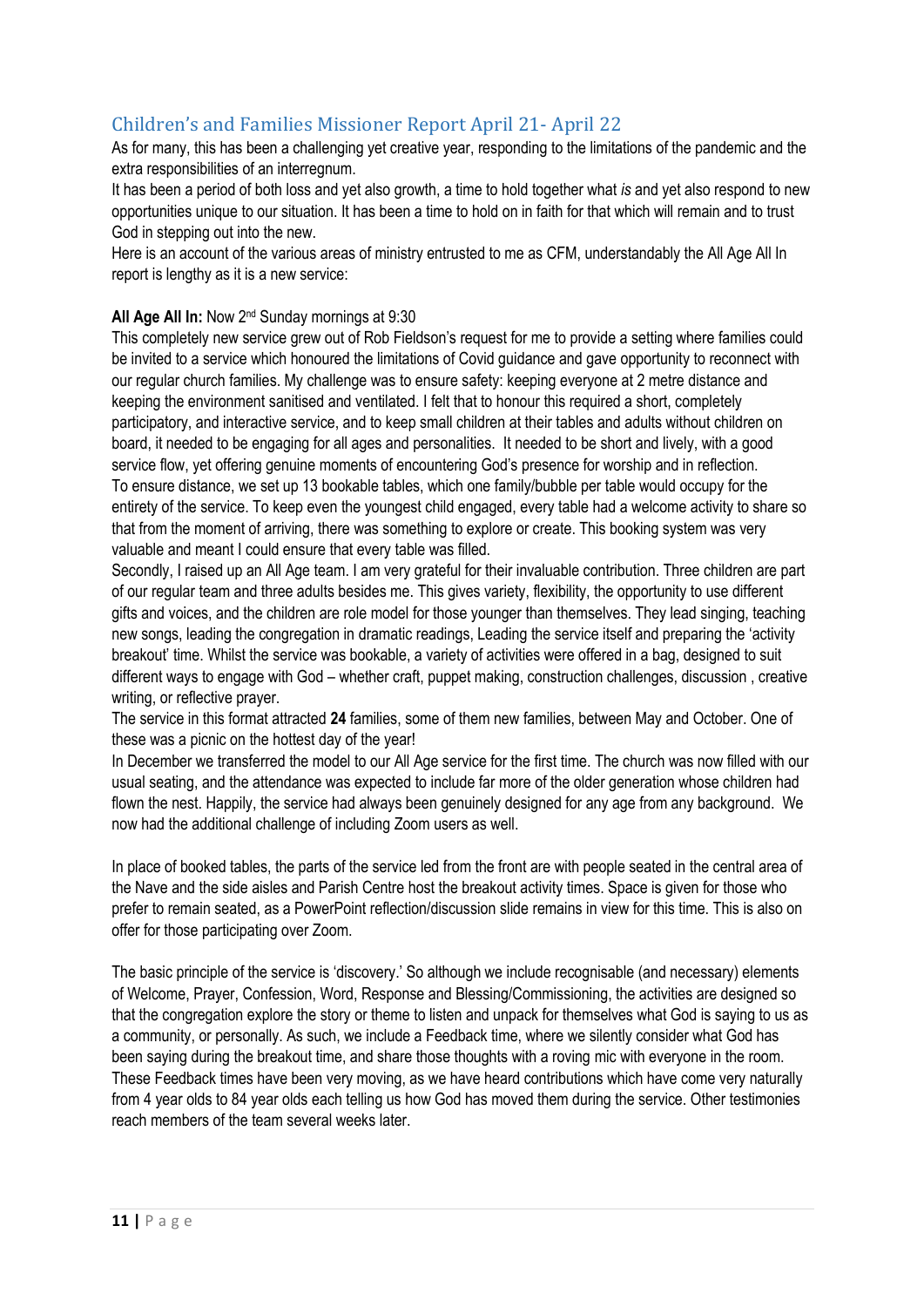## Children's and Families Missioner Report April 21- April 22

As for many, this has been a challenging yet creative year, responding to the limitations of the pandemic and the extra responsibilities of an interregnum.

It has been a period of both loss and yet also growth, a time to hold together what *is* and yet also respond to new opportunities unique to our situation. It has been a time to hold on in faith for that which will remain and to trust God in stepping out into the new.

Here is an account of the various areas of ministry entrusted to me as CFM, understandably the All Age All In report is lengthy as it is a new service:

**All Age All In:** Now 2nd Sunday mornings at 9:30

This completely new service grew out of Rob Fieldson's request for me to provide a setting where families could be invited to a service which honoured the limitations of Covid guidance and gave opportunity to reconnect with our regular church families. My challenge was to ensure safety: keeping everyone at 2 metre distance and keeping the environment sanitised and ventilated. I felt that to honour this required a short, completely participatory, and interactive service, and to keep small children at their tables and adults without children on board, it needed to be engaging for all ages and personalities. It needed to be short and lively, with a good service flow, yet offering genuine moments of encountering God's presence for worship and in reflection.

To ensure distance, we set up 13 bookable tables, which one family/bubble per table would occupy for the entirety of the service. To keep even the youngest child engaged, every table had a welcome activity to share so that from the moment of arriving, there was something to explore or create. This booking system was very valuable and meant I could ensure that every table was filled.

Secondly, I raised up an All Age team. I am very grateful for their invaluable contribution. Three children are part of our regular team and three adults besides me. This gives variety, flexibility, the opportunity to use different gifts and voices, and the children are role model for those younger than themselves. They lead singing, teaching new songs, leading the congregation in dramatic readings, Leading the service itself and preparing the 'activity breakout' time. Whilst the service was bookable, a variety of activities were offered in a bag, designed to suit different ways to engage with God – whether craft, puppet making, construction challenges, discussion , creative writing, or reflective prayer.

The service in this format attracted **24** families, some of them new families, between May and October. One of these was a picnic on the hottest day of the year!

In December we transferred the model to our All Age service for the first time. The church was now filled with our usual seating, and the attendance was expected to include far more of the older generation whose children had flown the nest. Happily, the service had always been genuinely designed for any age from any background. We now had the additional challenge of including Zoom users as well.

In place of booked tables, the parts of the service led from the front are with people seated in the central area of the Nave and the side aisles and Parish Centre host the breakout activity times. Space is given for those who prefer to remain seated, as a PowerPoint reflection/discussion slide remains in view for this time. This is also on offer for those participating over Zoom.

The basic principle of the service is 'discovery.' So although we include recognisable (and necessary) elements of Welcome, Prayer, Confession, Word, Response and Blessing/Commissioning, the activities are designed so that the congregation explore the story or theme to listen and unpack for themselves what God is saying to us as a community, or personally. As such, we include a Feedback time, where we silently consider what God has been saying during the breakout time, and share those thoughts with a roving mic with everyone in the room. These Feedback times have been very moving, as we have heard contributions which have come very naturally from 4 year olds to 84 year olds each telling us how God has moved them during the service. Other testimonies reach members of the team several weeks later.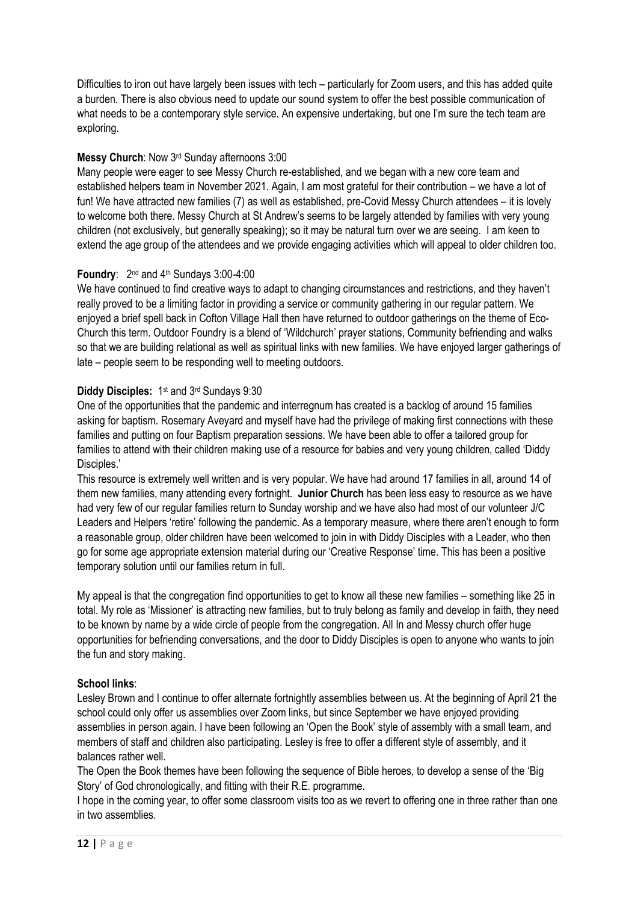Difficulties to iron out have largely been issues with tech – particularly for Zoom users, and this has added quite a burden. There is also obvious need to update our sound system to offer the best possible communication of what needs to be a contemporary style service. An expensive undertaking, but one I'm sure the tech team are exploring.

**Messy Church**: Now 3rd Sunday afternoons 3:00

Many people were eager to see Messy Church re-established, and we began with a new core team and established helpers team in November 2021. Again, I am most grateful for their contribution – we have a lot of fun! We have attracted new families (7) as well as established, pre-Covid Messy Church attendees – it is lovely to welcome both there. Messy Church at St Andrew's seems to be largely attended by families with very young children (not exclusively, but generally speaking); so it may be natural turn over we are seeing. I am keen to extend the age group of the attendees and we provide engaging activities which will appeal to older children too.

**Foundry**: 2nd and 4th Sundays 3:00-4:00

We have continued to find creative ways to adapt to changing circumstances and restrictions, and they haven't really proved to be a limiting factor in providing a service or community gathering in our regular pattern. We enjoyed a brief spell back in Cofton Village Hall then have returned to outdoor gatherings on the theme of Eco-Church this term. Outdoor Foundry is a blend of 'Wildchurch' prayer stations, Community befriending and walks so that we are building relational as well as spiritual links with new families. We have enjoyed larger gatherings of late – people seem to be responding well to meeting outdoors.

**Diddy Disciples:** 1st and 3rd Sundays 9:30

One of the opportunities that the pandemic and interregnum has created is a backlog of around 15 families asking for baptism. Rosemary Aveyard and myself have had the privilege of making first connections with these families and putting on four Baptism preparation sessions. We have been able to offer a tailored group for families to attend with their children making use of a resource for babies and very young children, called 'Diddy Disciples.'

This resource is extremely well written and is very popular. We have had around 17 families in all, around 14 of them new families, many attending every fortnight. **Junior Church** has been less easy to resource as we have had very few of our regular families return to Sunday worship and we have also had most of our volunteer J/C Leaders and Helpers 'retire' following the pandemic. As a temporary measure, where there aren't enough to form a reasonable group, older children have been welcomed to join in with Diddy Disciples with a Leader, who then go for some age appropriate extension material during our 'Creative Response' time. This has been a positive temporary solution until our families return in full.

My appeal is that the congregation find opportunities to get to know all these new families – something like 25 in total. My role as 'Missioner' is attracting new families, but to truly belong as family and develop in faith, they need to be known by name by a wide circle of people from the congregation. All In and Messy church offer huge opportunities for befriending conversations, and the door to Diddy Disciples is open to anyone who wants to join the fun and story making.

**School links**:

Lesley Brown and I continue to offer alternate fortnightly assemblies between us. At the beginning of April 21 the school could only offer us assemblies over Zoom links, but since September we have enjoyed providing assemblies in person again. I have been following an 'Open the Book' style of assembly with a small team, and members of staff and children also participating. Lesley is free to offer a different style of assembly, and it balances rather well.

The Open the Book themes have been following the sequence of Bible heroes, to develop a sense of the 'Big Story' of God chronologically, and fitting with their R.E. programme.

I hope in the coming year, to offer some classroom visits too as we revert to offering one in three rather than one in two assemblies.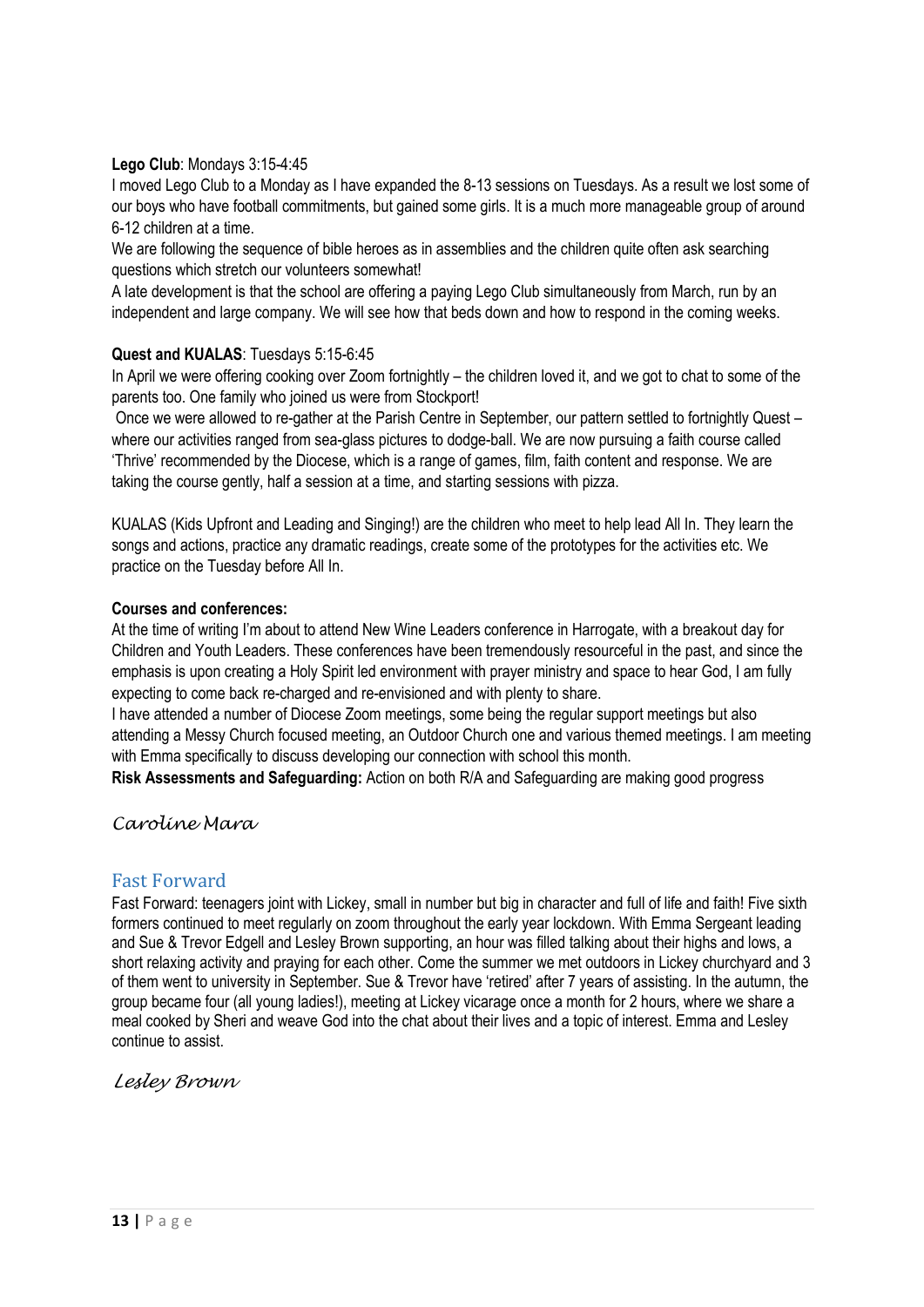**Lego Club**: Mondays 3:15-4:45

I moved Lego Club to a Monday as I have expanded the 8-13 sessions on Tuesdays. As a result we lost some of our boys who have football commitments, but gained some girls. It is a much more manageable group of around 6-12 children at a time.

We are following the sequence of bible heroes as in assemblies and the children quite often ask searching questions which stretch our volunteers somewhat!

A late development is that the school are offering a paying Lego Club simultaneously from March, run by an independent and large company. We will see how that beds down and how to respond in the coming weeks.

**Quest and KUALAS**: Tuesdays 5:15-6:45

In April we were offering cooking over Zoom fortnightly – the children loved it, and we got to chat to some of the parents too. One family who joined us were from Stockport!

Once we were allowed to re-gather at the Parish Centre in September, our pattern settled to fortnightly Quest – where our activities ranged from sea-glass pictures to dodge-ball. We are now pursuing a faith course called 'Thrive' recommended by the Diocese, which is a range of games, film, faith content and response. We are taking the course gently, half a session at a time, and starting sessions with pizza.

KUALAS (Kids Upfront and Leading and Singing!) are the children who meet to help lead All In. They learn the songs and actions, practice any dramatic readings, create some of the prototypes for the activities etc. We practice on the Tuesday before All In.

**Courses and conferences:**

At the time of writing I'm about to attend New Wine Leaders conference in Harrogate, with a breakout day for Children and Youth Leaders. These conferences have been tremendously resourceful in the past, and since the emphasis is upon creating a Holy Spirit led environment with prayer ministry and space to hear God, I am fully expecting to come back re-charged and re-envisioned and with plenty to share.

I have attended a number of Diocese Zoom meetings, some being the regular support meetings but also attending a Messy Church focused meeting, an Outdoor Church one and various themed meetings. I am meeting with Emma specifically to discuss developing our connection with school this month.

**Risk Assessments and Safeguarding:** Action on both R/A and Safeguarding are making good progress

*Caroline Mara*

## Fast Forward

Fast Forward: teenagers joint with Lickey, small in number but big in character and full of life and faith! Five sixth formers continued to meet regularly on zoom throughout the early year lockdown. With Emma Sergeant leading and Sue & Trevor Edgell and Lesley Brown supporting, an hour was filled talking about their highs and lows, a short relaxing activity and praying for each other. Come the summer we met outdoors in Lickey churchyard and 3 of them went to university in September. Sue & Trevor have 'retired' after 7 years of assisting. In the autumn, the group became four (all young ladies!), meeting at Lickey vicarage once a month for 2 hours, where we share a meal cooked by Sheri and weave God into the chat about their lives and a topic of interest. Emma and Lesley continue to assist.

*Lesley Brown*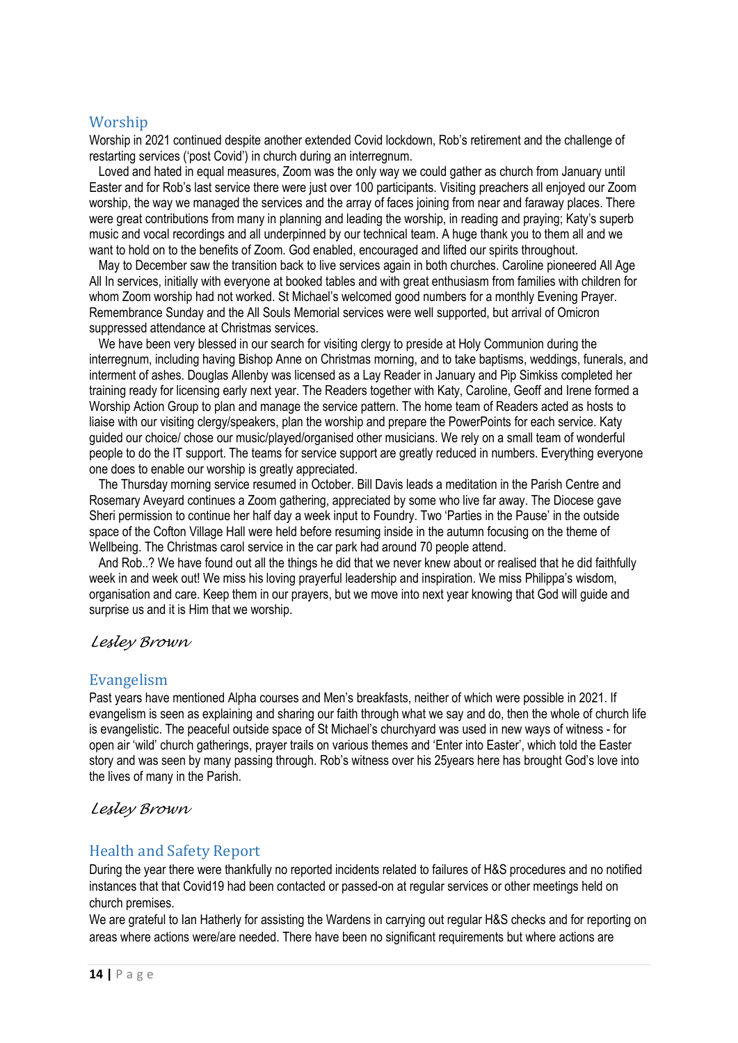## Worship

Worship in 2021 continued despite another extended Covid lockdown, Rob's retirement and the challenge of restarting services ('post Covid') in church during an interregnum.

Loved and hated in equal measures, Zoom was the only way we could gather as church from January until Easter and for Rob's last service there were just over 100 participants. Visiting preachers all enjoyed our Zoom worship, the way we managed the services and the array of faces joining from near and faraway places. There were great contributions from many in planning and leading the worship, in reading and praying; Katy's superb music and vocal recordings and all underpinned by our technical team. A huge thank you to them all and we want to hold on to the benefits of Zoom. God enabled, encouraged and lifted our spirits throughout.

May to December saw the transition back to live services again in both churches. Caroline pioneered All Age All In services, initially with everyone at booked tables and with great enthusiasm from families with children for whom Zoom worship had not worked. St Michael's welcomed good numbers for a monthly Evening Prayer. Remembrance Sunday and the All Souls Memorial services were well supported, but arrival of Omicron suppressed attendance at Christmas services.

We have been very blessed in our search for visiting clergy to preside at Holy Communion during the interregnum, including having Bishop Anne on Christmas morning, and to take baptisms, weddings, funerals, and interment of ashes. Douglas Allenby was licensed as a Lay Reader in January and Pip Simkiss completed her training ready for licensing early next year. The Readers together with Katy, Caroline, Geoff and Irene formed a Worship Action Group to plan and manage the service pattern. The home team of Readers acted as hosts to liaise with our visiting clergy/speakers, plan the worship and prepare the PowerPoints for each service. Katy guided our choice/ chose our music/played/organised other musicians. We rely on a small team of wonderful people to do the IT support. The teams for service support are greatly reduced in numbers. Everything everyone one does to enable our worship is greatly appreciated.

The Thursday morning service resumed in October. Bill Davis leads a meditation in the Parish Centre and Rosemary Aveyard continues a Zoom gathering, appreciated by some who live far away. The Diocese gave Sheri permission to continue her half day a week input to Foundry. Two 'Parties in the Pause' in the outside space of the Cofton Village Hall were held before resuming inside in the autumn focusing on the theme of Wellbeing. The Christmas carol service in the car park had around 70 people attend.

And Rob..? We have found out all the things he did that we never knew about or realised that he did faithfully week in and week out! We miss his loving prayerful leadership and inspiration. We miss Philippa's wisdom, organisation and care. Keep them in our prayers, but we move into next year knowing that God will guide and surprise us and it is Him that we worship.

*Lesley Brown*

## Evangelism

Past years have mentioned Alpha courses and Men's breakfasts, neither of which were possible in 2021. If evangelism is seen as explaining and sharing our faith through what we say and do, then the whole of church life is evangelistic. The peaceful outside space of St Michael's churchyard was used in new ways of witness - for open air 'wild' church gatherings, prayer trails on various themes and 'Enter into Easter', which told the Easter story and was seen by many passing through. Rob's witness over his 25years here has brought God's love into the lives of many in the Parish.

*Lesley Brown*

## Health and Safety Report

During the year there were thankfully no reported incidents related to failures of H&S procedures and no notified instances that that Covid19 had been contacted or passed-on at regular services or other meetings held on church premises.

We are grateful to Ian Hatherly for assisting the Wardens in carrying out regular H&S checks and for reporting on areas where actions were/are needed. There have been no significant requirements but where actions are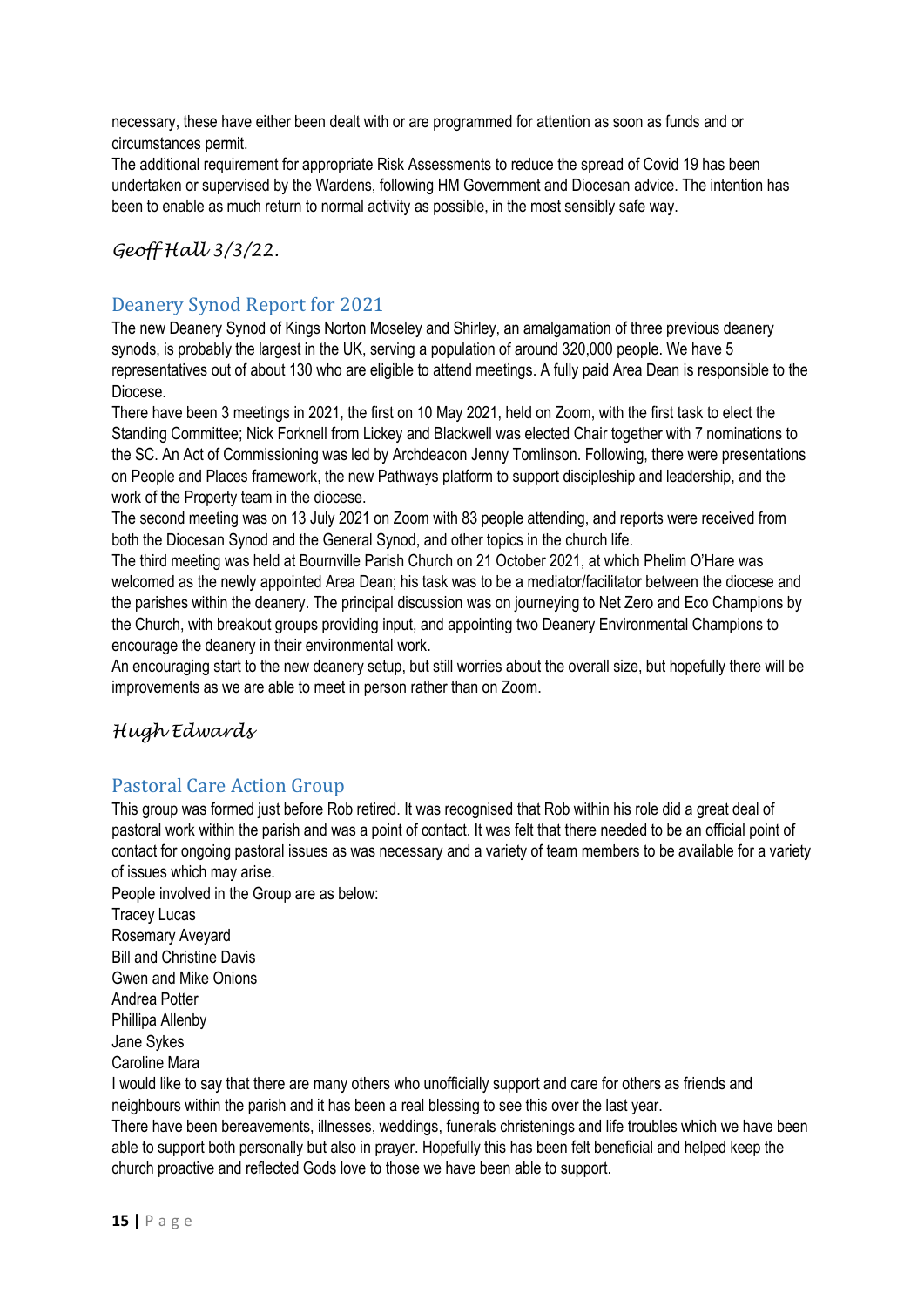necessary, these have either been dealt with or are programmed for attention as soon as funds and or circumstances permit.

The additional requirement for appropriate Risk Assessments to reduce the spread of Covid 19 has been undertaken or supervised by the Wardens, following HM Government and Diocesan advice. The intention has been to enable as much return to normal activity as possible, in the most sensibly safe way.

*Geoff Hall 3/3/22.*

## Deanery Synod Report for 2021

The new Deanery Synod of Kings Norton Moseley and Shirley, an amalgamation of three previous deanery synods, is probably the largest in the UK, serving a population of around 320,000 people. We have 5 representatives out of about 130 who are eligible to attend meetings. A fully paid Area Dean is responsible to the Diocese.

There have been 3 meetings in 2021, the first on 10 May 2021, held on Zoom, with the first task to elect the Standing Committee; Nick Forknell from Lickey and Blackwell was elected Chair together with 7 nominations to the SC. An Act of Commissioning was led by Archdeacon Jenny Tomlinson. Following, there were presentations on People and Places framework, the new Pathways platform to support discipleship and leadership, and the work of the Property team in the diocese.

The second meeting was on 13 July 2021 on Zoom with 83 people attending, and reports were received from both the Diocesan Synod and the General Synod, and other topics in the church life.

The third meeting was held at Bournville Parish Church on 21 October 2021, at which Phelim O'Hare was welcomed as the newly appointed Area Dean; his task was to be a mediator/facilitator between the diocese and the parishes within the deanery. The principal discussion was on journeying to Net Zero and Eco Champions by the Church, with breakout groups providing input, and appointing two Deanery Environmental Champions to encourage the deanery in their environmental work.

An encouraging start to the new deanery setup, but still worries about the overall size, but hopefully there will be improvements as we are able to meet in person rather than on Zoom.

*Hugh Edwards*

## Pastoral Care Action Group

This group was formed just before Rob retired. It was recognised that Rob within his role did a great deal of pastoral work within the parish and was a point of contact. It was felt that there needed to be an official point of contact for ongoing pastoral issues as was necessary and a variety of team members to be available for a variety of issues which may arise.

People involved in the Group are as below:

Tracey Lucas
Rosemary Aveyard
Bill and Christine Davis
Gwen and Mike Onions
Andrea Potter
Phillipa Allenby
Jane Sykes
Caroline Mara

I would like to say that there are many others who unofficially support and care for others as friends and neighbours within the parish and it has been a real blessing to see this over the last year.

There have been bereavements, illnesses, weddings, funerals christenings and life troubles which we have been able to support both personally but also in prayer. Hopefully this has been felt beneficial and helped keep the church proactive and reflected Gods love to those we have been able to support.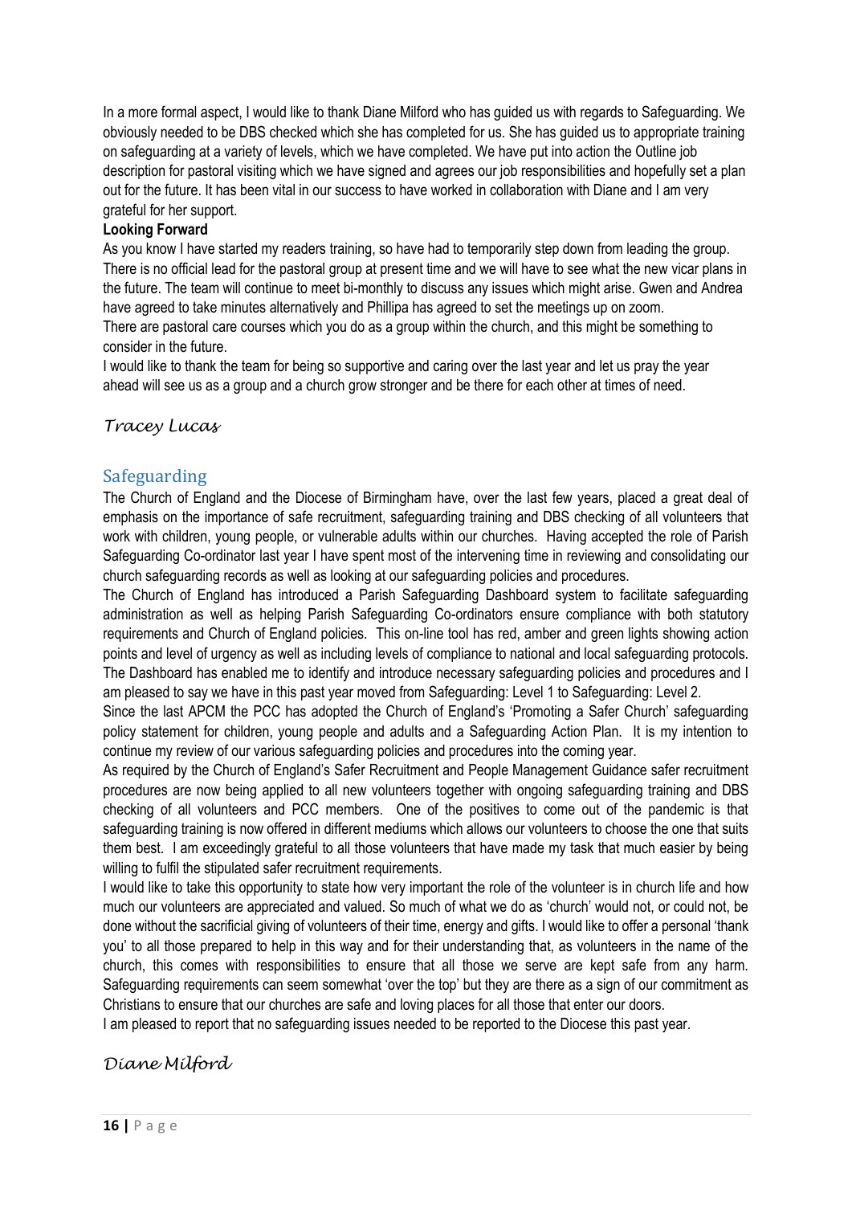In a more formal aspect, I would like to thank Diane Milford who has guided us with regards to Safeguarding. We obviously needed to be DBS checked which she has completed for us. She has guided us to appropriate training on safeguarding at a variety of levels, which we have completed. We have put into action the Outline job description for pastoral visiting which we have signed and agrees our job responsibilities and hopefully set a plan out for the future. It has been vital in our success to have worked in collaboration with Diane and I am very grateful for her support.

**Looking Forward**

As you know I have started my readers training, so have had to temporarily step down from leading the group. There is no official lead for the pastoral group at present time and we will have to see what the new vicar plans in the future. The team will continue to meet bi-monthly to discuss any issues which might arise. Gwen and Andrea have agreed to take minutes alternatively and Phillipa has agreed to set the meetings up on zoom.

There are pastoral care courses which you do as a group within the church, and this might be something to consider in the future.

I would like to thank the team for being so supportive and caring over the last year and let us pray the year ahead will see us as a group and a church grow stronger and be there for each other at times of need.

*Tracey Lucas*

## Safeguarding

The Church of England and the Diocese of Birmingham have, over the last few years, placed a great deal of emphasis on the importance of safe recruitment, safeguarding training and DBS checking of all volunteers that work with children, young people, or vulnerable adults within our churches. Having accepted the role of Parish Safeguarding Co-ordinator last year I have spent most of the intervening time in reviewing and consolidating our church safeguarding records as well as looking at our safeguarding policies and procedures.

The Church of England has introduced a Parish Safeguarding Dashboard system to facilitate safeguarding administration as well as helping Parish Safeguarding Co-ordinators ensure compliance with both statutory requirements and Church of England policies. This on-line tool has red, amber and green lights showing action points and level of urgency as well as including levels of compliance to national and local safeguarding protocols. The Dashboard has enabled me to identify and introduce necessary safeguarding policies and procedures and I am pleased to say we have in this past year moved from Safeguarding: Level 1 to Safeguarding: Level 2.

Since the last APCM the PCC has adopted the Church of England's 'Promoting a Safer Church' safeguarding policy statement for children, young people and adults and a Safeguarding Action Plan. It is my intention to continue my review of our various safeguarding policies and procedures into the coming year.

As required by the Church of England's Safer Recruitment and People Management Guidance safer recruitment procedures are now being applied to all new volunteers together with ongoing safeguarding training and DBS checking of all volunteers and PCC members. One of the positives to come out of the pandemic is that safeguarding training is now offered in different mediums which allows our volunteers to choose the one that suits them best. I am exceedingly grateful to all those volunteers that have made my task that much easier by being willing to fulfil the stipulated safer recruitment requirements.

I would like to take this opportunity to state how very important the role of the volunteer is in church life and how much our volunteers are appreciated and valued. So much of what we do as 'church' would not, or could not, be done without the sacrificial giving of volunteers of their time, energy and gifts. I would like to offer a personal 'thank you' to all those prepared to help in this way and for their understanding that, as volunteers in the name of the church, this comes with responsibilities to ensure that all those we serve are kept safe from any harm. Safeguarding requirements can seem somewhat 'over the top' but they are there as a sign of our commitment as Christians to ensure that our churches are safe and loving places for all those that enter our doors.

I am pleased to report that no safeguarding issues needed to be reported to the Diocese this past year.

*Diane Milford*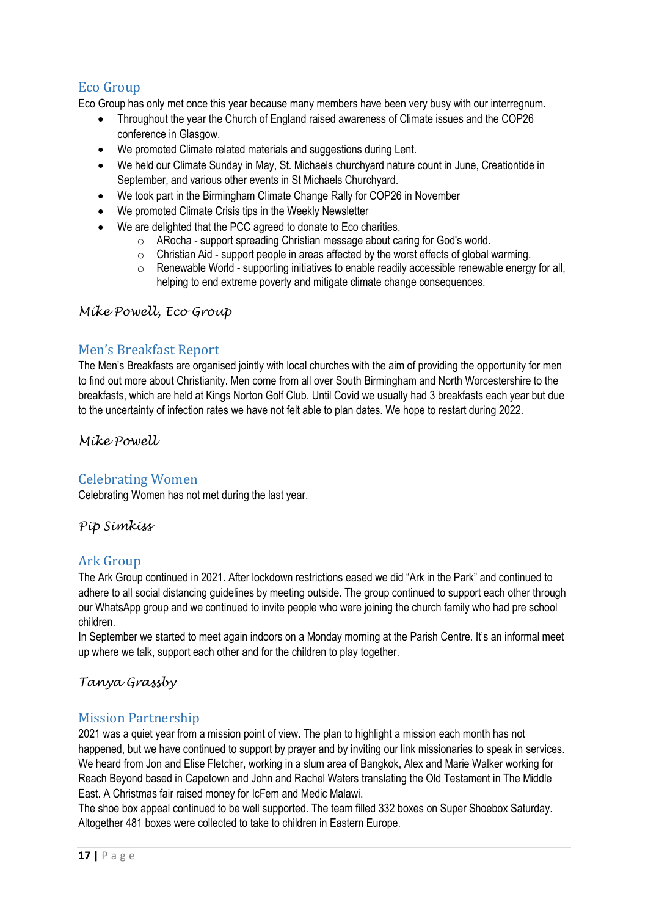## Eco Group

Eco Group has only met once this year because many members have been very busy with our interregnum.

- Throughout the year the Church of England raised awareness of Climate issues and the COP26 conference in Glasgow.
- We promoted Climate related materials and suggestions during Lent.
- We held our Climate Sunday in May, St. Michaels churchyard nature count in June, Creationtide in September, and various other events in St Michaels Churchyard.
- We took part in the Birmingham Climate Change Rally for COP26 in November
- We promoted Climate Crisis tips in the Weekly Newsletter
- We are delighted that the PCC agreed to donate to Eco charities.
    - ARocha - support spreading Christian message about caring for God's world.
    - Christian Aid - support people in areas affected by the worst effects of global warming.
    - Renewable World - supporting initiatives to enable readily accessible renewable energy for all, helping to end extreme poverty and mitigate climate change consequences.

*Mike Powell, Eco Group*

## Men's Breakfast Report

The Men's Breakfasts are organised jointly with local churches with the aim of providing the opportunity for men to find out more about Christianity. Men come from all over South Birmingham and North Worcestershire to the breakfasts, which are held at Kings Norton Golf Club. Until Covid we usually had 3 breakfasts each year but due to the uncertainty of infection rates we have not felt able to plan dates. We hope to restart during 2022.

*Mike Powell*

## Celebrating Women

Celebrating Women has not met during the last year.

*Pip Simkiss*

## Ark Group

The Ark Group continued in 2021. After lockdown restrictions eased we did "Ark in the Park" and continued to adhere to all social distancing guidelines by meeting outside. The group continued to support each other through our WhatsApp group and we continued to invite people who were joining the church family who had pre school children.

In September we started to meet again indoors on a Monday morning at the Parish Centre. It's an informal meet up where we talk, support each other and for the children to play together.

*Tanya Grassby*

## Mission Partnership

2021 was a quiet year from a mission point of view. The plan to highlight a mission each month has not happened, but we have continued to support by prayer and by inviting our link missionaries to speak in services. We heard from Jon and Elise Fletcher, working in a slum area of Bangkok, Alex and Marie Walker working for Reach Beyond based in Capetown and John and Rachel Waters translating the Old Testament in The Middle East. A Christmas fair raised money for IcFem and Medic Malawi.

The shoe box appeal continued to be well supported. The team filled 332 boxes on Super Shoebox Saturday. Altogether 481 boxes were collected to take to children in Eastern Europe.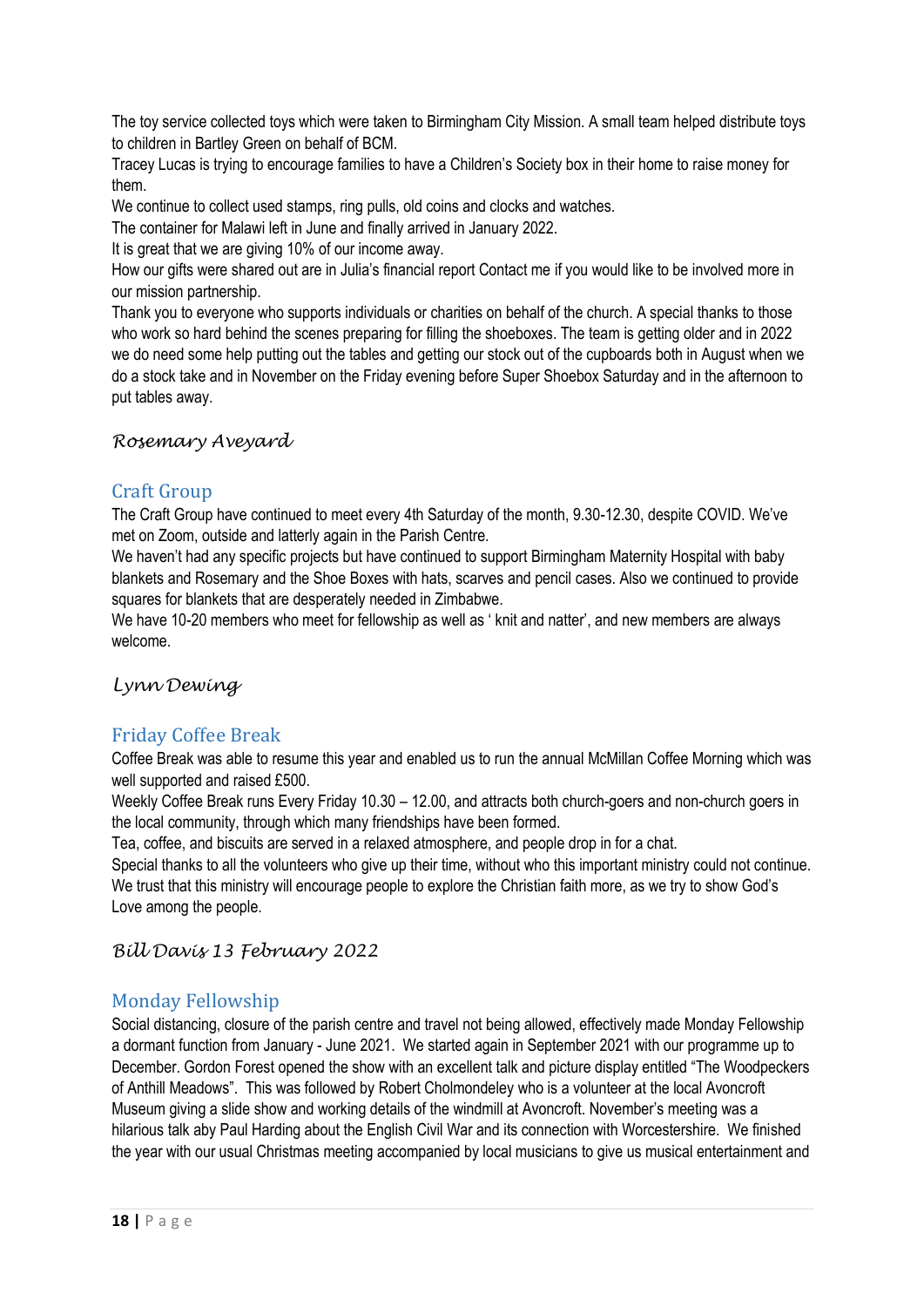The toy service collected toys which were taken to Birmingham City Mission. A small team helped distribute toys to children in Bartley Green on behalf of BCM.

Tracey Lucas is trying to encourage families to have a Children's Society box in their home to raise money for them.

We continue to collect used stamps, ring pulls, old coins and clocks and watches.

The container for Malawi left in June and finally arrived in January 2022.

It is great that we are giving 10% of our income away.

How our gifts were shared out are in Julia's financial report Contact me if you would like to be involved more in our mission partnership.

Thank you to everyone who supports individuals or charities on behalf of the church. A special thanks to those who work so hard behind the scenes preparing for filling the shoeboxes. The team is getting older and in 2022 we do need some help putting out the tables and getting our stock out of the cupboards both in August when we do a stock take and in November on the Friday evening before Super Shoebox Saturday and in the afternoon to put tables away.

*Rosemary Aveyard*

## Craft Group

The Craft Group have continued to meet every 4th Saturday of the month, 9.30-12.30, despite COVID. We've met on Zoom, outside and latterly again in the Parish Centre.

We haven't had any specific projects but have continued to support Birmingham Maternity Hospital with baby blankets and Rosemary and the Shoe Boxes with hats, scarves and pencil cases. Also we continued to provide squares for blankets that are desperately needed in Zimbabwe.

We have 10-20 members who meet for fellowship as well as ' knit and natter', and new members are always welcome.

*Lynn Dewing*

## Friday Coffee Break

Coffee Break was able to resume this year and enabled us to run the annual McMillan Coffee Morning which was well supported and raised £500.

Weekly Coffee Break runs Every Friday 10.30 – 12.00, and attracts both church-goers and non-church goers in the local community, through which many friendships have been formed.

Tea, coffee, and biscuits are served in a relaxed atmosphere, and people drop in for a chat.

Special thanks to all the volunteers who give up their time, without who this important ministry could not continue.

We trust that this ministry will encourage people to explore the Christian faith more, as we try to show God's Love among the people.

*Bill Davis 13 February 2022*

## Monday Fellowship

Social distancing, closure of the parish centre and travel not being allowed, effectively made Monday Fellowship a dormant function from January - June 2021. We started again in September 2021 with our programme up to December. Gordon Forest opened the show with an excellent talk and picture display entitled "The Woodpeckers of Anthill Meadows". This was followed by Robert Cholmondeley who is a volunteer at the local Avoncroft Museum giving a slide show and working details of the windmill at Avoncroft. November's meeting was a hilarious talk aby Paul Harding about the English Civil War and its connection with Worcestershire. We finished the year with our usual Christmas meeting accompanied by local musicians to give us musical entertainment and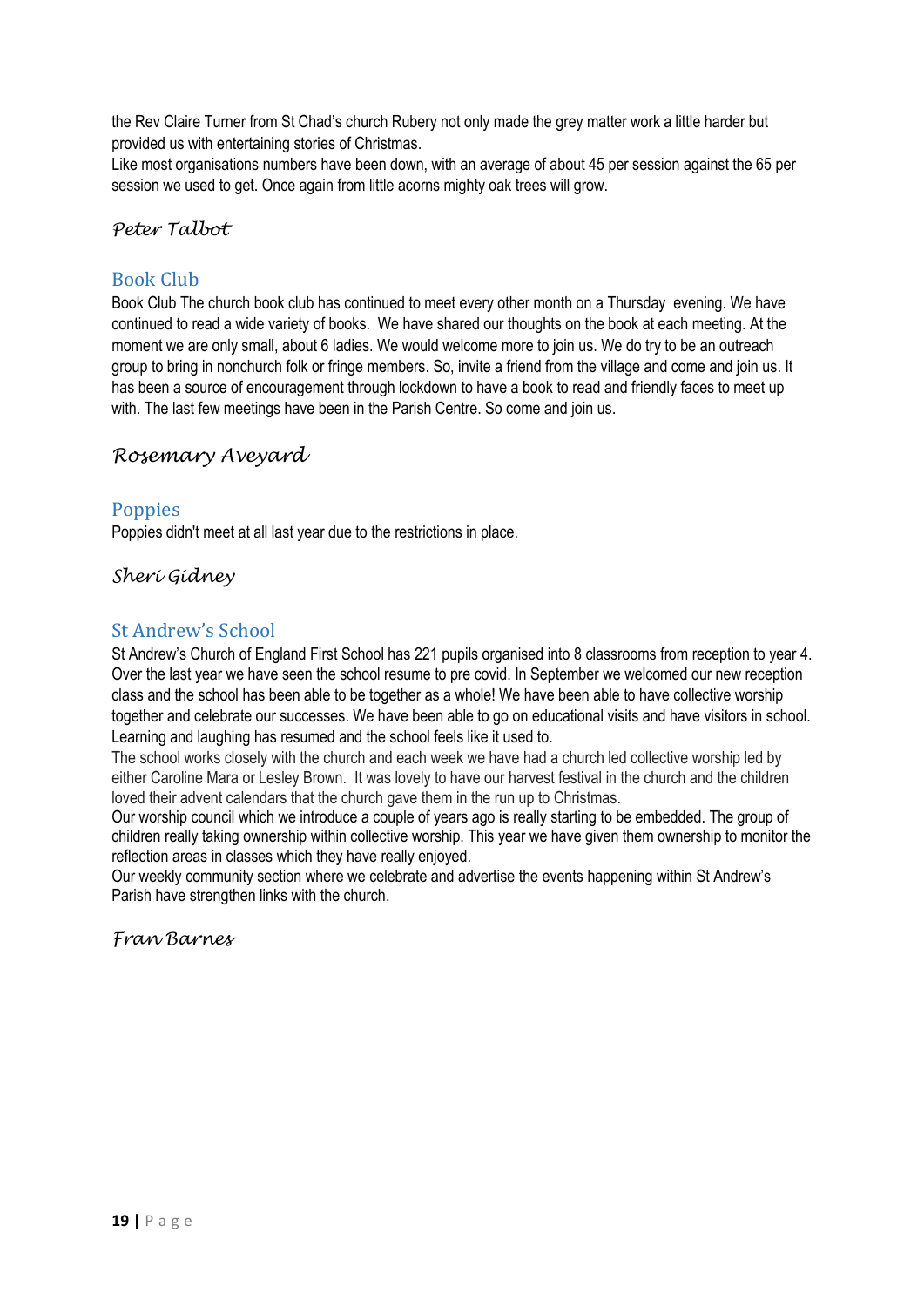the Rev Claire Turner from St Chad's church Rubery not only made the grey matter work a little harder but provided us with entertaining stories of Christmas.
Like most organisations numbers have been down, with an average of about 45 per session against the 65 per session we used to get. Once again from little acorns mighty oak trees will grow.

*Peter Talbot*

## Book Club

Book Club The church book club has continued to meet every other month on a Thursday evening. We have continued to read a wide variety of books. We have shared our thoughts on the book at each meeting. At the moment we are only small, about 6 ladies. We would welcome more to join us. We do try to be an outreach group to bring in nonchurch folk or fringe members. So, invite a friend from the village and come and join us. It has been a source of encouragement through lockdown to have a book to read and friendly faces to meet up with. The last few meetings have been in the Parish Centre. So come and join us.

*Rosemary Aveyard*

## Poppies

Poppies didn't meet at all last year due to the restrictions in place.

*Sheri Gidney*

## St Andrew's School

St Andrew's Church of England First School has 221 pupils organised into 8 classrooms from reception to year 4. Over the last year we have seen the school resume to pre covid. In September we welcomed our new reception class and the school has been able to be together as a whole! We have been able to have collective worship together and celebrate our successes. We have been able to go on educational visits and have visitors in school. Learning and laughing has resumed and the school feels like it used to.
The school works closely with the church and each week we have had a church led collective worship led by either Caroline Mara or Lesley Brown. It was lovely to have our harvest festival in the church and the children loved their advent calendars that the church gave them in the run up to Christmas.
Our worship council which we introduce a couple of years ago is really starting to be embedded. The group of children really taking ownership within collective worship. This year we have given them ownership to monitor the reflection areas in classes which they have really enjoyed.
Our weekly community section where we celebrate and advertise the events happening within St Andrew's Parish have strengthen links with the church.

*Fran Barnes*